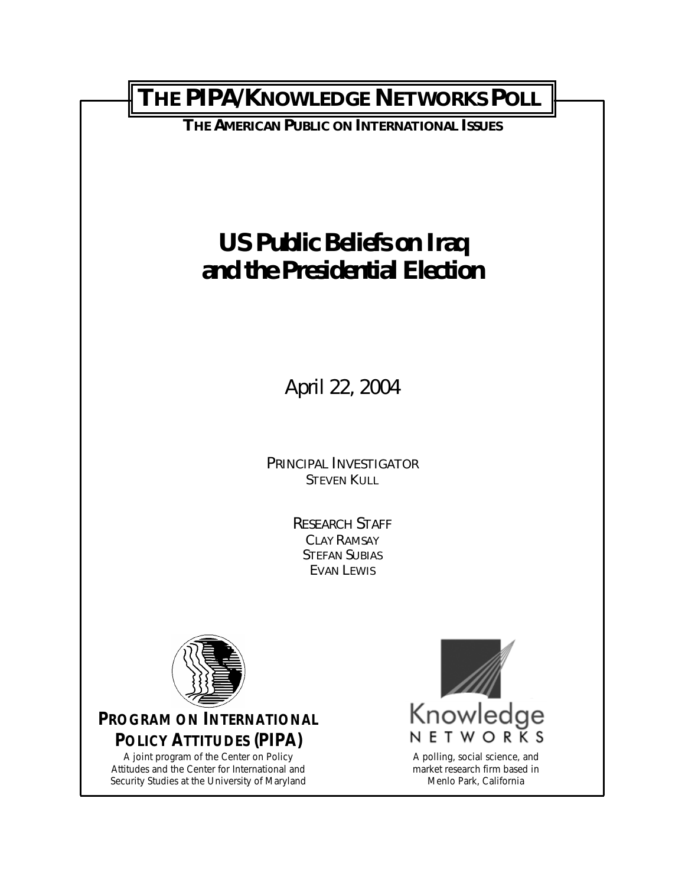# THE PIPA/KNOWLEDGE NETWORKS POLL

**THE AMERICAN PUBLIC ON INTERNATIONAL ISSUES**

# US Public Beliefs on Iraq and the Presidential Election

April 22, 2004

PRINCIPAL INVESTIGATOR
STEVEN KULL

RESEARCH STAFF
CLAY RAMSAY
STEFAN SUBIAS
EVAN LEWIS

**PROGRAM ON INTERNATIONAL POLICY ATTITUDES (PIPA)**

A joint program of the Center on Policy Attitudes and the Center for International and Security Studies at the University of Maryland

Knowledge NETWORKS

A polling, social science, and market research firm based in Menlo Park, California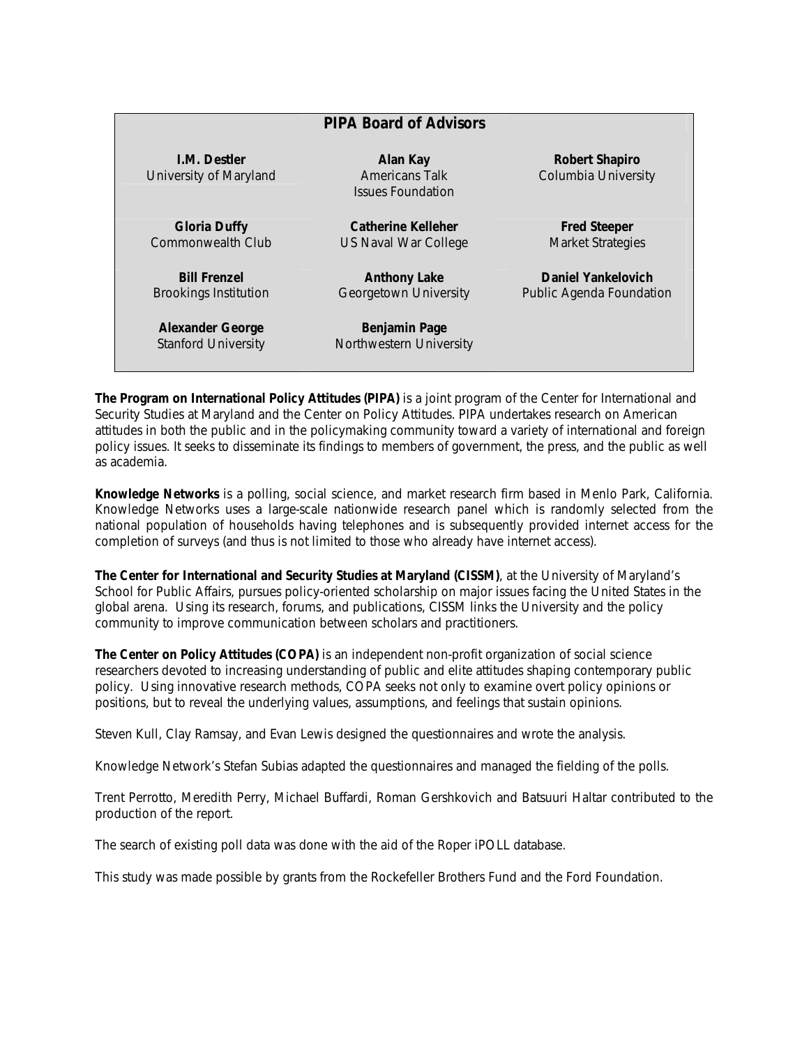## PIPA Board of Advisors

| | | |
|---|---|---|
| **I.M. Destler**<br>University of Maryland | **Alan Kay**<br>Americans Talk Issues Foundation | **Robert Shapiro**<br>Columbia University |
| **Gloria Duffy**<br>Commonwealth Club | **Catherine Kelleher**<br>US Naval War College | **Fred Steeper**<br>Market Strategies |
| **Bill Frenzel**<br>Brookings Institution | **Anthony Lake**<br>Georgetown University | **Daniel Yankelovich**<br>Public Agenda Foundation |
| **Alexander George**<br>Stanford University | **Benjamin Page**<br>Northwestern University | |

**The Program on International Policy Attitudes (PIPA)** is a joint program of the Center for International and Security Studies at Maryland and the Center on Policy Attitudes. PIPA undertakes research on American attitudes in both the public and in the policymaking community toward a variety of international and foreign policy issues. It seeks to disseminate its findings to members of government, the press, and the public as well as academia.

**Knowledge Networks** is a polling, social science, and market research firm based in Menlo Park, California. Knowledge Networks uses a large-scale nationwide research panel which is randomly selected from the national population of households having telephones and is subsequently provided internet access for the completion of surveys (and thus is not limited to those who already have internet access).

**The Center for International and Security Studies at Maryland (CISSM)**, at the University of Maryland's School for Public Affairs, pursues policy-oriented scholarship on major issues facing the United States in the global arena. Using its research, forums, and publications, CISSM links the University and the policy community to improve communication between scholars and practitioners.

**The Center on Policy Attitudes (COPA)** is an independent non-profit organization of social science researchers devoted to increasing understanding of public and elite attitudes shaping contemporary public policy. Using innovative research methods, COPA seeks not only to examine overt policy opinions or positions, but to reveal the underlying values, assumptions, and feelings that sustain opinions.

Steven Kull, Clay Ramsay, and Evan Lewis designed the questionnaires and wrote the analysis.

Knowledge Network's Stefan Subias adapted the questionnaires and managed the fielding of the polls.

Trent Perrotto, Meredith Perry, Michael Buffardi, Roman Gershkovich and Batsuuri Haltar contributed to the production of the report.

The search of existing poll data was done with the aid of the Roper iPOLL database.

This study was made possible by grants from the Rockefeller Brothers Fund and the Ford Foundation.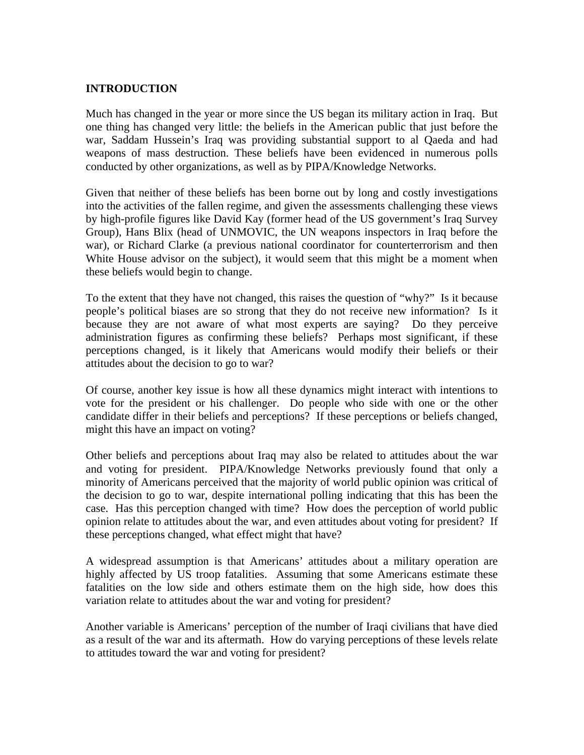## INTRODUCTION

Much has changed in the year or more since the US began its military action in Iraq. But one thing has changed very little: the beliefs in the American public that just before the war, Saddam Hussein's Iraq was providing substantial support to al Qaeda and had weapons of mass destruction. These beliefs have been evidenced in numerous polls conducted by other organizations, as well as by PIPA/Knowledge Networks.

Given that neither of these beliefs has been borne out by long and costly investigations into the activities of the fallen regime, and given the assessments challenging these views by high-profile figures like David Kay (former head of the US government's Iraq Survey Group), Hans Blix (head of UNMOVIC, the UN weapons inspectors in Iraq before the war), or Richard Clarke (a previous national coordinator for counterterrorism and then White House advisor on the subject), it would seem that this might be a moment when these beliefs would begin to change.

To the extent that they have not changed, this raises the question of "why?" Is it because people's political biases are so strong that they do not receive new information? Is it because they are not aware of what most experts are saying? Do they perceive administration figures as confirming these beliefs? Perhaps most significant, if these perceptions changed, is it likely that Americans would modify their beliefs or their attitudes about the decision to go to war?

Of course, another key issue is how all these dynamics might interact with intentions to vote for the president or his challenger. Do people who side with one or the other candidate differ in their beliefs and perceptions? If these perceptions or beliefs changed, might this have an impact on voting?

Other beliefs and perceptions about Iraq may also be related to attitudes about the war and voting for president. PIPA/Knowledge Networks previously found that only a minority of Americans perceived that the majority of world public opinion was critical of the decision to go to war, despite international polling indicating that this has been the case. Has this perception changed with time? How does the perception of world public opinion relate to attitudes about the war, and even attitudes about voting for president? If these perceptions changed, what effect might that have?

A widespread assumption is that Americans' attitudes about a military operation are highly affected by US troop fatalities. Assuming that some Americans estimate these fatalities on the low side and others estimate them on the high side, how does this variation relate to attitudes about the war and voting for president?

Another variable is Americans' perception of the number of Iraqi civilians that have died as a result of the war and its aftermath. How do varying perceptions of these levels relate to attitudes toward the war and voting for president?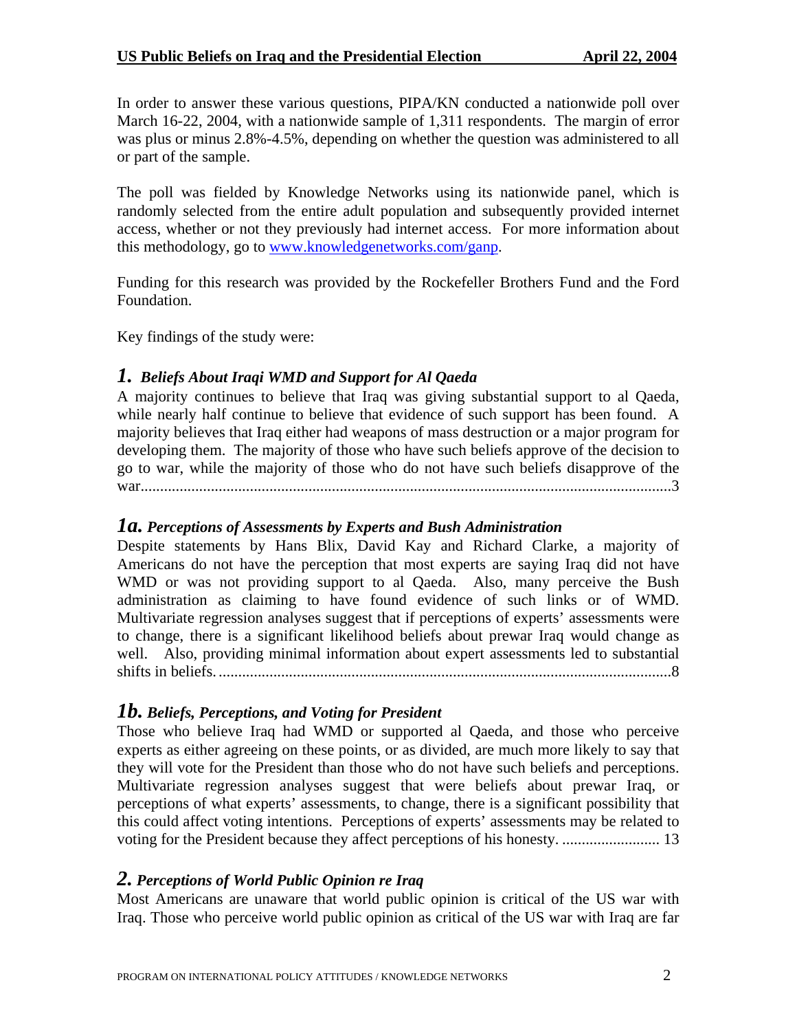In order to answer these various questions, PIPA/KN conducted a nationwide poll over March 16-22, 2004, with a nationwide sample of 1,311 respondents. The margin of error was plus or minus 2.8%-4.5%, depending on whether the question was administered to all or part of the sample.

The poll was fielded by Knowledge Networks using its nationwide panel, which is randomly selected from the entire adult population and subsequently provided internet access, whether or not they previously had internet access. For more information about this methodology, go to [www.knowledgenetworks.com/ganp](http://www.knowledgenetworks.com/ganp).

Funding for this research was provided by the Rockefeller Brothers Fund and the Ford Foundation.

Key findings of the study were:

### *1. Beliefs About Iraqi WMD and Support for Al Qaeda*

A majority continues to believe that Iraq was giving substantial support to al Qaeda, while nearly half continue to believe that evidence of such support has been found. A majority believes that Iraq either had weapons of mass destruction or a major program for developing them. The majority of those who have such beliefs approve of the decision to go to war, while the majority of those who do not have such beliefs disapprove of the war........................................................................................................................................3

### *1a. Perceptions of Assessments by Experts and Bush Administration*

Despite statements by Hans Blix, David Kay and Richard Clarke, a majority of Americans do not have the perception that most experts are saying Iraq did not have WMD or was not providing support to al Qaeda. Also, many perceive the Bush administration as claiming to have found evidence of such links or of WMD. Multivariate regression analyses suggest that if perceptions of experts' assessments were to change, there is a significant likelihood beliefs about prewar Iraq would change as well. Also, providing minimal information about expert assessments led to substantial shifts in beliefs. ...................................................................................................................8

### *1b. Beliefs, Perceptions, and Voting for President*

Those who believe Iraq had WMD or supported al Qaeda, and those who perceive experts as either agreeing on these points, or as divided, are much more likely to say that they will vote for the President than those who do not have such beliefs and perceptions. Multivariate regression analyses suggest that were beliefs about prewar Iraq, or perceptions of what experts' assessments, to change, there is a significant possibility that this could affect voting intentions. Perceptions of experts' assessments may be related to voting for the President because they affect perceptions of his honesty. ......................... 13

### *2. Perceptions of World Public Opinion re Iraq*

Most Americans are unaware that world public opinion is critical of the US war with Iraq. Those who perceive world public opinion as critical of the US war with Iraq are far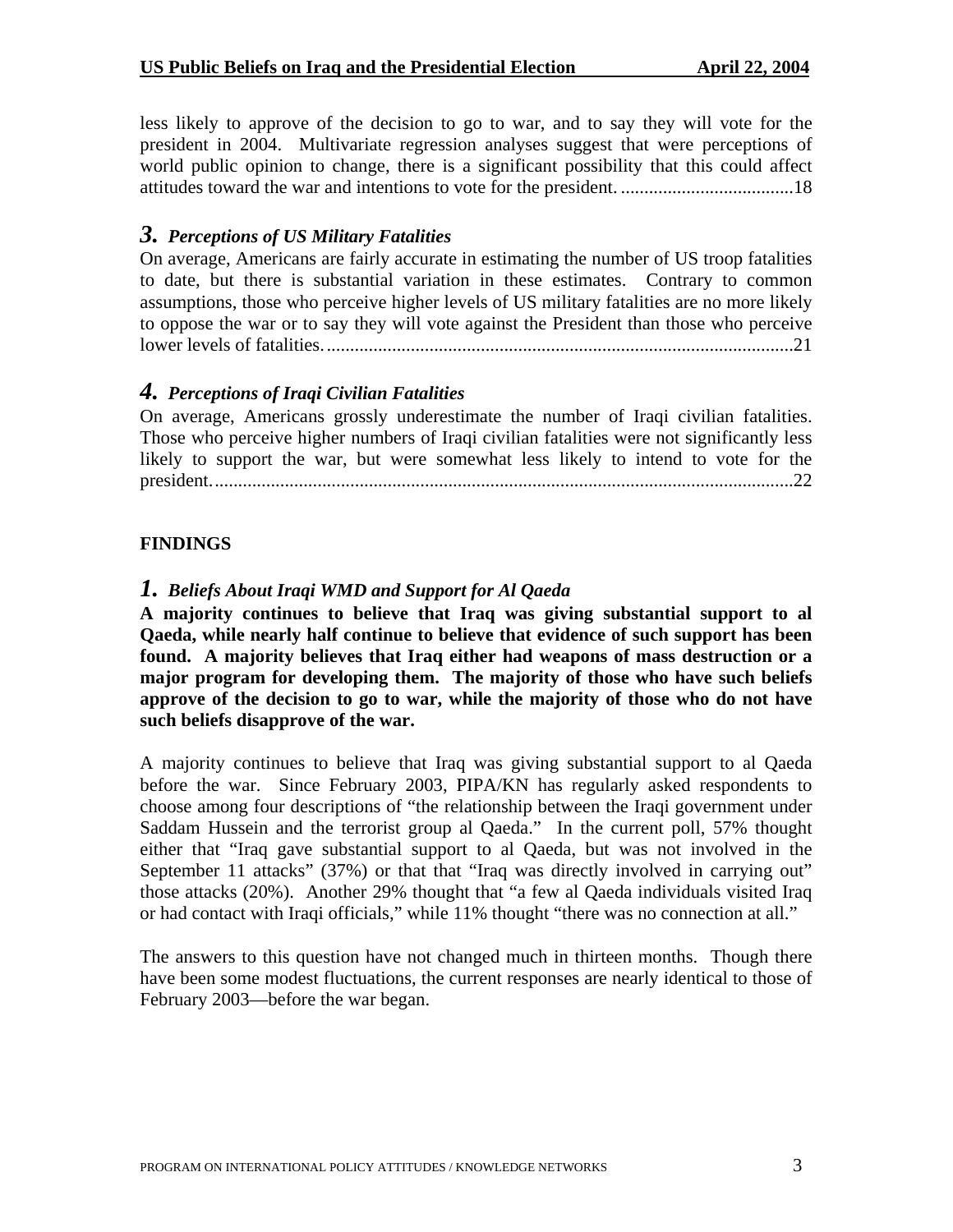less likely to approve of the decision to go to war, and to say they will vote for the president in 2004. Multivariate regression analyses suggest that were perceptions of world public opinion to change, there is a significant possibility that this could affect attitudes toward the war and intentions to vote for the president. ....................................18

### *3. Perceptions of US Military Fatalities*

On average, Americans are fairly accurate in estimating the number of US troop fatalities to date, but there is substantial variation in these estimates. Contrary to common assumptions, those who perceive higher levels of US military fatalities are no more likely to oppose the war or to say they will vote against the President than those who perceive lower levels of fatalities. ...................................................................................................21

### *4. Perceptions of Iraqi Civilian Fatalities*

On average, Americans grossly underestimate the number of Iraqi civilian fatalities. Those who perceive higher numbers of Iraqi civilian fatalities were not significantly less likely to support the war, but were somewhat less likely to intend to vote for the president. ..........................................................................................................................22

## FINDINGS

### *1. Beliefs About Iraqi WMD and Support for Al Qaeda*

**A majority continues to believe that Iraq was giving substantial support to al Qaeda, while nearly half continue to believe that evidence of such support has been found. A majority believes that Iraq either had weapons of mass destruction or a major program for developing them. The majority of those who have such beliefs approve of the decision to go to war, while the majority of those who do not have such beliefs disapprove of the war.**

A majority continues to believe that Iraq was giving substantial support to al Qaeda before the war. Since February 2003, PIPA/KN has regularly asked respondents to choose among four descriptions of "the relationship between the Iraqi government under Saddam Hussein and the terrorist group al Qaeda." In the current poll, 57% thought either that "Iraq gave substantial support to al Qaeda, but was not involved in the September 11 attacks" (37%) or that that "Iraq was directly involved in carrying out" those attacks (20%). Another 29% thought that "a few al Qaeda individuals visited Iraq or had contact with Iraqi officials," while 11% thought "there was no connection at all."

The answers to this question have not changed much in thirteen months. Though there have been some modest fluctuations, the current responses are nearly identical to those of February 2003—before the war began.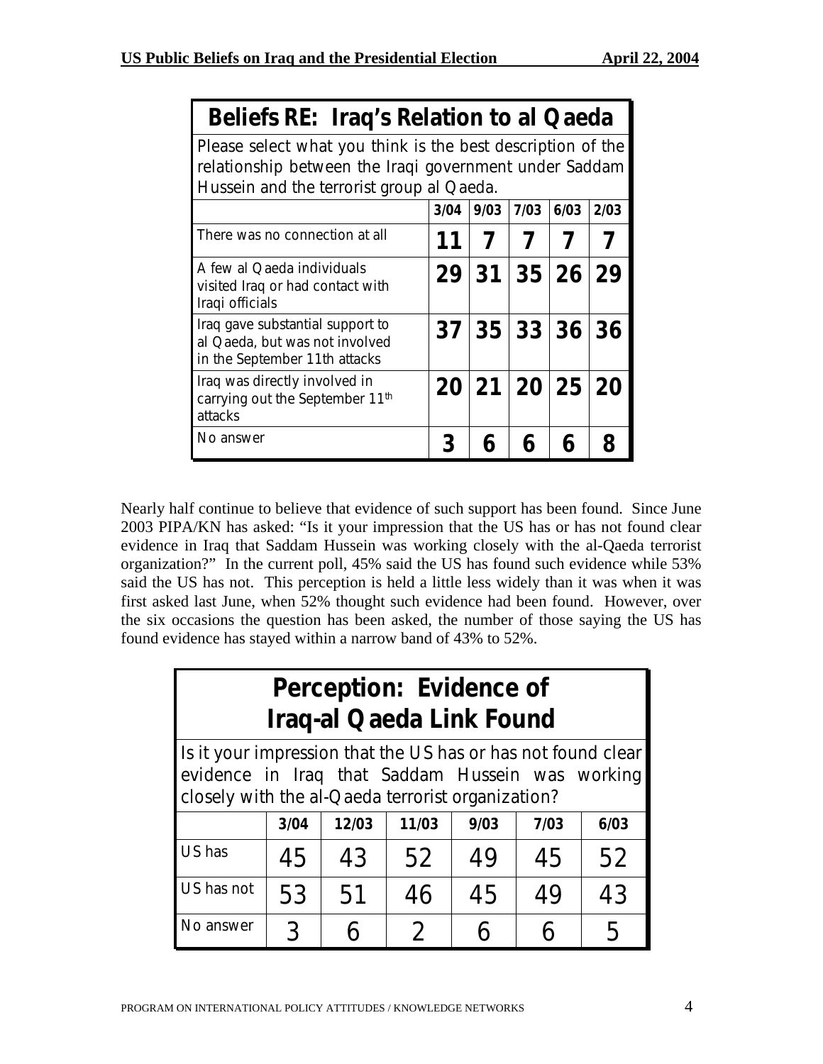**Beliefs RE: Iraq's Relation to al Qaeda**

Please select what you think is the best description of the relationship between the Iraqi government under Saddam Hussein and the terrorist group al Qaeda.

| | 3/04 | 9/03 | 7/03 | 6/03 | 2/03 |
|---|---|---|---|---|---|
| There was no connection at all | 11 | 7 | 7 | 7 | 7 |
| A few al Qaeda individuals visited Iraq or had contact with Iraqi officials | 29 | 31 | 35 | 26 | 29 |
| Iraq gave substantial support to al Qaeda, but was not involved in the September 11th attacks | 37 | 35 | 33 | 36 | 36 |
| Iraq was directly involved in carrying out the September 11th attacks | 20 | 21 | 20 | 25 | 20 |
| No answer | 3 | 6 | 6 | 6 | 8 |

Nearly half continue to believe that evidence of such support has been found. Since June 2003 PIPA/KN has asked: "Is it your impression that the US has or has not found clear evidence in Iraq that Saddam Hussein was working closely with the al-Qaeda terrorist organization?" In the current poll, 45% said the US has found such evidence while 53% said the US has not. This perception is held a little less widely than it was when it was first asked last June, when 52% thought such evidence had been found. However, over the six occasions the question has been asked, the number of those saying the US has found evidence has stayed within a narrow band of 43% to 52%.

**Perception: Evidence of Iraq-al Qaeda Link Found**

Is it your impression that the US has or has not found clear evidence in Iraq that Saddam Hussein was working closely with the al-Qaeda terrorist organization?

| | 3/04 | 12/03 | 11/03 | 9/03 | 7/03 | 6/03 |
|---|---|---|---|---|---|---|
| US has | 45 | 43 | 52 | 49 | 45 | 52 |
| US has not | 53 | 51 | 46 | 45 | 49 | 43 |
| No answer | 3 | 6 | 2 | 6 | 6 | 5 |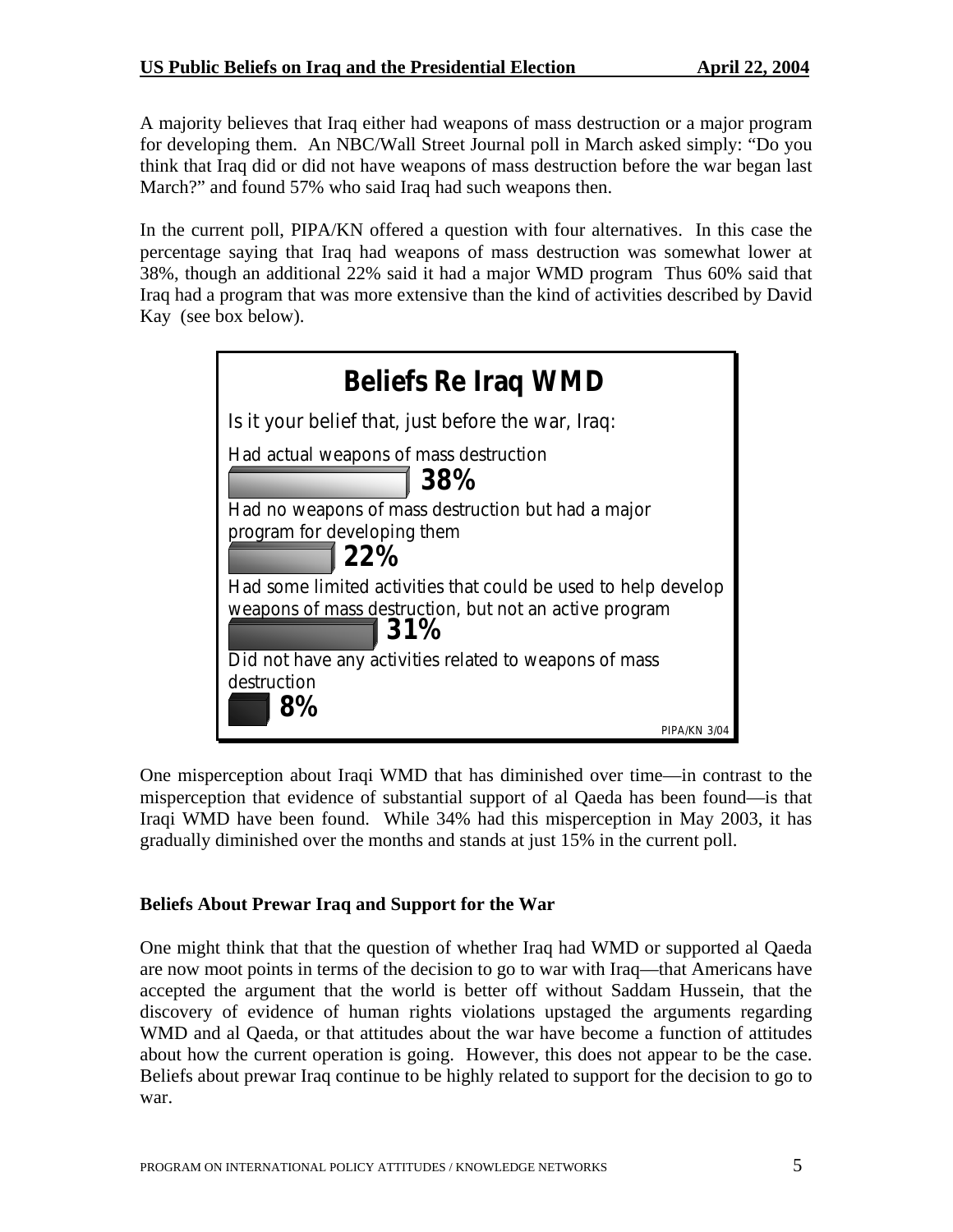A majority believes that Iraq either had weapons of mass destruction or a major program for developing them. An NBC/Wall Street Journal poll in March asked simply: "Do you think that Iraq did or did not have weapons of mass destruction before the war began last March?" and found 57% who said Iraq had such weapons then.

In the current poll, PIPA/KN offered a question with four alternatives. In this case the percentage saying that Iraq had weapons of mass destruction was somewhat lower at 38%, though an additional 22% said it had a major WMD program Thus 60% said that Iraq had a program that was more extensive than the kind of activities described by David Kay (see box below).

**Beliefs Re Iraq WMD**

Is it your belief that, just before the war, Iraq:

| Response | Percent |
| --- | --- |
| Had actual weapons of mass destruction | 38% |
| Had no weapons of mass destruction but had a major program for developing them | 22% |
| Had some limited activities that could be used to help develop weapons of mass destruction, but not an active program | 31% |
| Did not have any activities related to weapons of mass destruction | 8% |

PIPA/KN 3/04

One misperception about Iraqi WMD that has diminished over time—in contrast to the misperception that evidence of substantial support of al Qaeda has been found—is that Iraqi WMD have been found. While 34% had this misperception in May 2003, it has gradually diminished over the months and stands at just 15% in the current poll.

### Beliefs About Prewar Iraq and Support for the War

One might think that that the question of whether Iraq had WMD or supported al Qaeda are now moot points in terms of the decision to go to war with Iraq—that Americans have accepted the argument that the world is better off without Saddam Hussein, that the discovery of evidence of human rights violations upstaged the arguments regarding WMD and al Qaeda, or that attitudes about the war have become a function of attitudes about how the current operation is going. However, this does not appear to be the case. Beliefs about prewar Iraq continue to be highly related to support for the decision to go to war.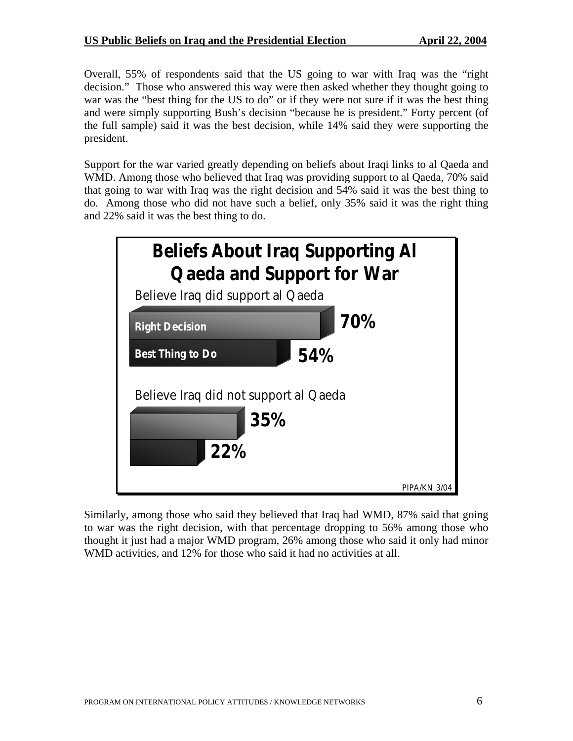Overall, 55% of respondents said that the US going to war with Iraq was the "right decision." Those who answered this way were then asked whether they thought going to war was the "best thing for the US to do" or if they were not sure if it was the best thing and were simply supporting Bush's decision "because he is president." Forty percent (of the full sample) said it was the best decision, while 14% said they were supporting the president.

Support for the war varied greatly depending on beliefs about Iraqi links to al Qaeda and WMD. Among those who believed that Iraq was providing support to al Qaeda, 70% said that going to war with Iraq was the right decision and 54% said it was the best thing to do. Among those who did not have such a belief, only 35% said it was the right thing and 22% said it was the best thing to do.

**Beliefs About Iraq Supporting Al Qaeda and Support for War**

| | Right Decision | Best Thing to Do |
|---|---|---|
| Believe Iraq did support al Qaeda | 70% | 54% |
| Believe Iraq did not support al Qaeda | 35% | 22% |

PIPA/KN 3/04

Similarly, among those who said they believed that Iraq had WMD, 87% said that going to war was the right decision, with that percentage dropping to 56% among those who thought it just had a major WMD program, 26% among those who said it only had minor WMD activities, and 12% for those who said it had no activities at all.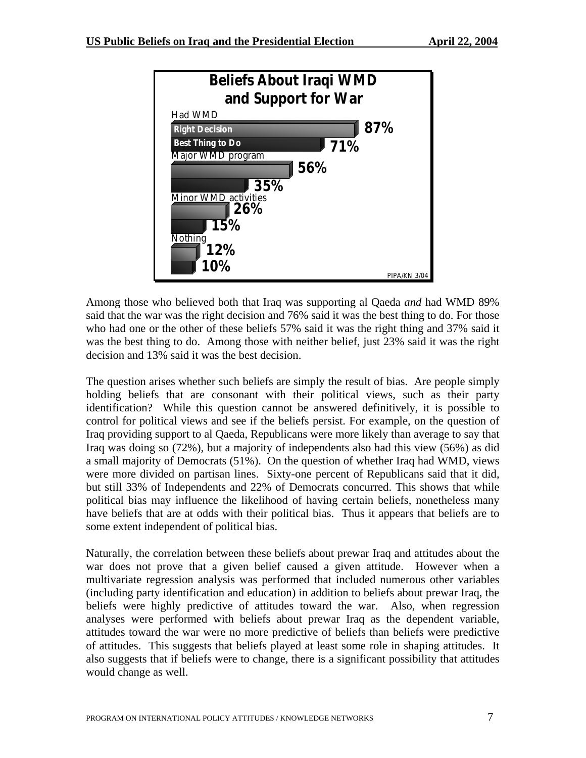**Beliefs About Iraqi WMD and Support for War**

| | Right Decision | Best Thing to Do |
|---|---|---|
| Had WMD | 87% | 71% |
| Major WMD program | 56% | 35% |
| Minor WMD activities | 26% | 15% |
| Nothing | 12% | 10% |

PIPA/KN 3/04

Among those who believed both that Iraq was supporting al Qaeda *and* had WMD 89% said that the war was the right decision and 76% said it was the best thing to do. For those who had one or the other of these beliefs 57% said it was the right thing and 37% said it was the best thing to do. Among those with neither belief, just 23% said it was the right decision and 13% said it was the best decision.

The question arises whether such beliefs are simply the result of bias. Are people simply holding beliefs that are consonant with their political views, such as their party identification? While this question cannot be answered definitively, it is possible to control for political views and see if the beliefs persist. For example, on the question of Iraq providing support to al Qaeda, Republicans were more likely than average to say that Iraq was doing so (72%), but a majority of independents also had this view (56%) as did a small majority of Democrats (51%). On the question of whether Iraq had WMD, views were more divided on partisan lines. Sixty-one percent of Republicans said that it did, but still 33% of Independents and 22% of Democrats concurred. This shows that while political bias may influence the likelihood of having certain beliefs, nonetheless many have beliefs that are at odds with their political bias. Thus it appears that beliefs are to some extent independent of political bias.

Naturally, the correlation between these beliefs about prewar Iraq and attitudes about the war does not prove that a given belief caused a given attitude. However when a multivariate regression analysis was performed that included numerous other variables (including party identification and education) in addition to beliefs about prewar Iraq, the beliefs were highly predictive of attitudes toward the war. Also, when regression analyses were performed with beliefs about prewar Iraq as the dependent variable, attitudes toward the war were no more predictive of beliefs than beliefs were predictive of attitudes. This suggests that beliefs played at least some role in shaping attitudes. It also suggests that if beliefs were to change, there is a significant possibility that attitudes would change as well.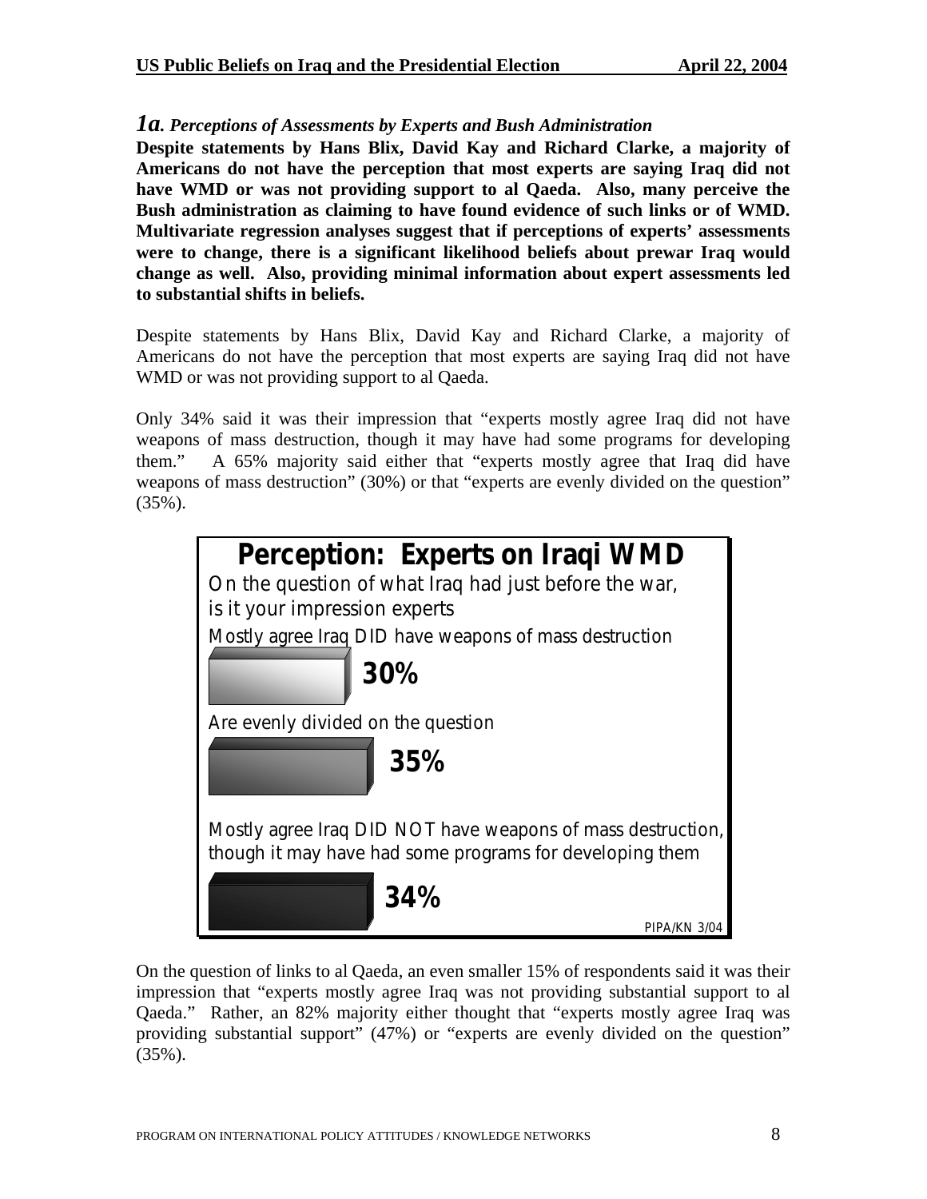### *1a. Perceptions of Assessments by Experts and Bush Administration*

**Despite statements by Hans Blix, David Kay and Richard Clarke, a majority of Americans do not have the perception that most experts are saying Iraq did not have WMD or was not providing support to al Qaeda. Also, many perceive the Bush administration as claiming to have found evidence of such links or of WMD. Multivariate regression analyses suggest that if perceptions of experts' assessments were to change, there is a significant likelihood beliefs about prewar Iraq would change as well. Also, providing minimal information about expert assessments led to substantial shifts in beliefs.**

Despite statements by Hans Blix, David Kay and Richard Clarke, a majority of Americans do not have the perception that most experts are saying Iraq did not have WMD or was not providing support to al Qaeda.

Only 34% said it was their impression that "experts mostly agree Iraq did not have weapons of mass destruction, though it may have had some programs for developing them." A 65% majority said either that "experts mostly agree that Iraq did have weapons of mass destruction" (30%) or that "experts are evenly divided on the question" (35%).

**Perception: Experts on Iraqi WMD**

On the question of what Iraq had just before the war, is it your impression experts

| Response | Percent |
| --- | --- |
| Mostly agree Iraq DID have weapons of mass destruction | 30% |
| Are evenly divided on the question | 35% |
| Mostly agree Iraq DID NOT have weapons of mass destruction, though it may have had some programs for developing them | 34% |

PIPA/KN 3/04

On the question of links to al Qaeda, an even smaller 15% of respondents said it was their impression that "experts mostly agree Iraq was not providing substantial support to al Qaeda." Rather, an 82% majority either thought that "experts mostly agree Iraq was providing substantial support" (47%) or "experts are evenly divided on the question" (35%).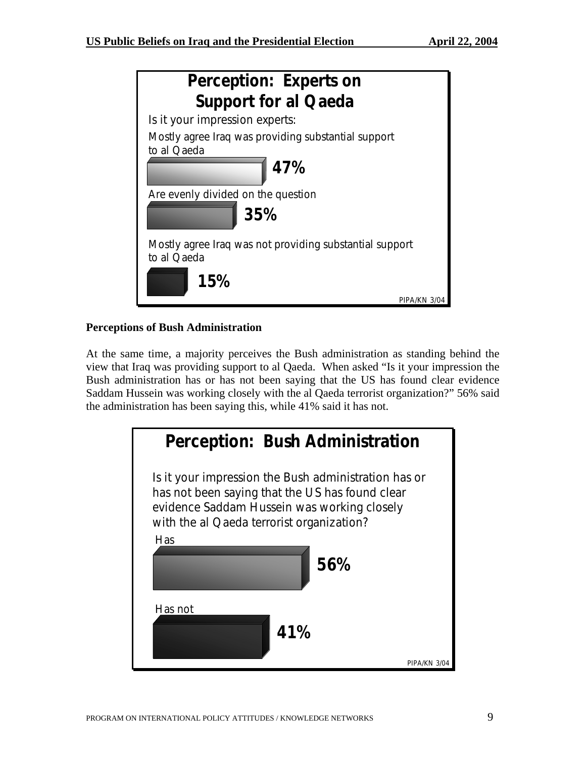**Perception: Experts on Support for al Qaeda**

Is it your impression experts:

Mostly agree Iraq was providing substantial support to al Qaeda — **47%**

Are evenly divided on the question — **35%**

Mostly agree Iraq was not providing substantial support to al Qaeda — **15%**

PIPA/KN 3/04

**Perceptions of Bush Administration**

At the same time, a majority perceives the Bush administration as standing behind the view that Iraq was providing support to al Qaeda. When asked "Is it your impression the Bush administration has or has not been saying that the US has found clear evidence Saddam Hussein was working closely with the al Qaeda terrorist organization?" 56% said the administration has been saying this, while 41% said it has not.

**Perception: Bush Administration**

Is it your impression the Bush administration has or has not been saying that the US has found clear evidence Saddam Hussein was working closely with the al Qaeda terrorist organization?

Has — **56%**

Has not — **41%**

PIPA/KN 3/04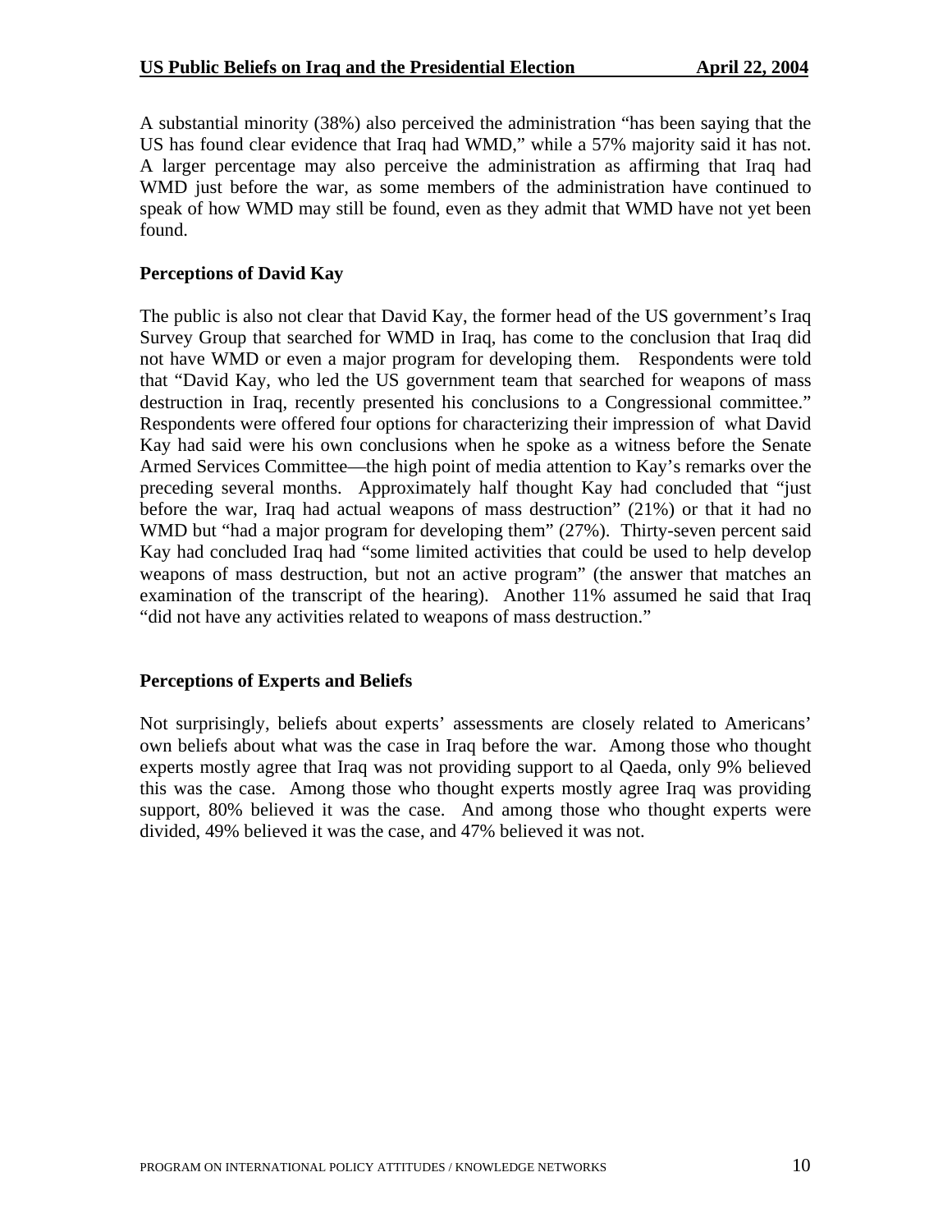A substantial minority (38%) also perceived the administration "has been saying that the US has found clear evidence that Iraq had WMD," while a 57% majority said it has not. A larger percentage may also perceive the administration as affirming that Iraq had WMD just before the war, as some members of the administration have continued to speak of how WMD may still be found, even as they admit that WMD have not yet been found.

### Perceptions of David Kay

The public is also not clear that David Kay, the former head of the US government's Iraq Survey Group that searched for WMD in Iraq, has come to the conclusion that Iraq did not have WMD or even a major program for developing them. Respondents were told that "David Kay, who led the US government team that searched for weapons of mass destruction in Iraq, recently presented his conclusions to a Congressional committee." Respondents were offered four options for characterizing their impression of what David Kay had said were his own conclusions when he spoke as a witness before the Senate Armed Services Committee—the high point of media attention to Kay's remarks over the preceding several months. Approximately half thought Kay had concluded that "just before the war, Iraq had actual weapons of mass destruction" (21%) or that it had no WMD but "had a major program for developing them" (27%). Thirty-seven percent said Kay had concluded Iraq had "some limited activities that could be used to help develop weapons of mass destruction, but not an active program" (the answer that matches an examination of the transcript of the hearing). Another 11% assumed he said that Iraq "did not have any activities related to weapons of mass destruction."

### Perceptions of Experts and Beliefs

Not surprisingly, beliefs about experts' assessments are closely related to Americans' own beliefs about what was the case in Iraq before the war. Among those who thought experts mostly agree that Iraq was not providing support to al Qaeda, only 9% believed this was the case. Among those who thought experts mostly agree Iraq was providing support, 80% believed it was the case. And among those who thought experts were divided, 49% believed it was the case, and 47% believed it was not.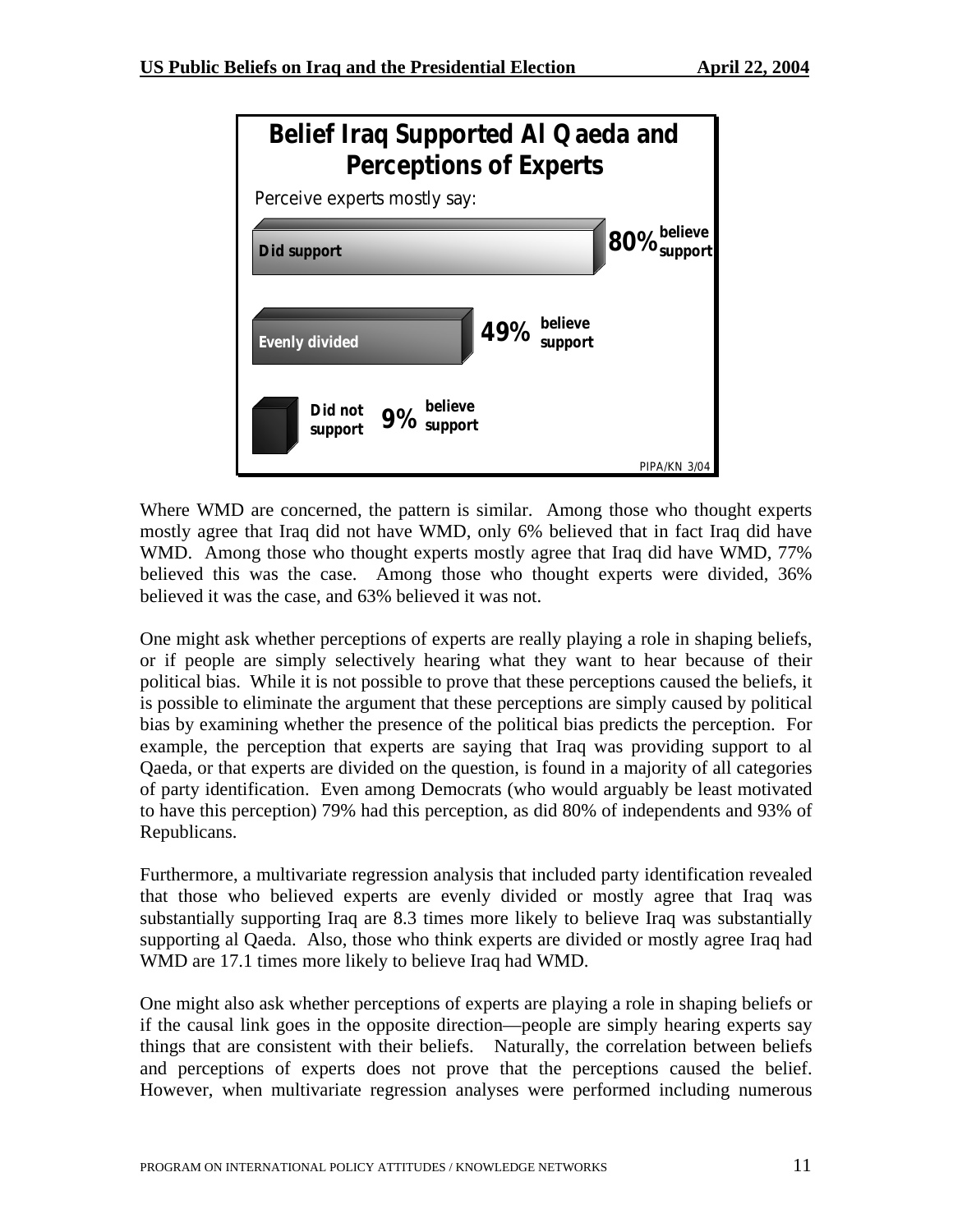**Belief Iraq Supported Al Qaeda and Perceptions of Experts**

Perceive experts mostly say:

| Perceive experts mostly say | Believe support |
|---|---|
| Did support | 80% |
| Evenly divided | 49% |
| Did not support | 9% |

PIPA/KN 3/04

Where WMD are concerned, the pattern is similar. Among those who thought experts mostly agree that Iraq did not have WMD, only 6% believed that in fact Iraq did have WMD. Among those who thought experts mostly agree that Iraq did have WMD, 77% believed this was the case. Among those who thought experts were divided, 36% believed it was the case, and 63% believed it was not.

One might ask whether perceptions of experts are really playing a role in shaping beliefs, or if people are simply selectively hearing what they want to hear because of their political bias. While it is not possible to prove that these perceptions caused the beliefs, it is possible to eliminate the argument that these perceptions are simply caused by political bias by examining whether the presence of the political bias predicts the perception. For example, the perception that experts are saying that Iraq was providing support to al Qaeda, or that experts are divided on the question, is found in a majority of all categories of party identification. Even among Democrats (who would arguably be least motivated to have this perception) 79% had this perception, as did 80% of independents and 93% of Republicans.

Furthermore, a multivariate regression analysis that included party identification revealed that those who believed experts are evenly divided or mostly agree that Iraq was substantially supporting Iraq are 8.3 times more likely to believe Iraq was substantially supporting al Qaeda. Also, those who think experts are divided or mostly agree Iraq had WMD are 17.1 times more likely to believe Iraq had WMD.

One might also ask whether perceptions of experts are playing a role in shaping beliefs or if the causal link goes in the opposite direction—people are simply hearing experts say things that are consistent with their beliefs. Naturally, the correlation between beliefs and perceptions of experts does not prove that the perceptions caused the belief. However, when multivariate regression analyses were performed including numerous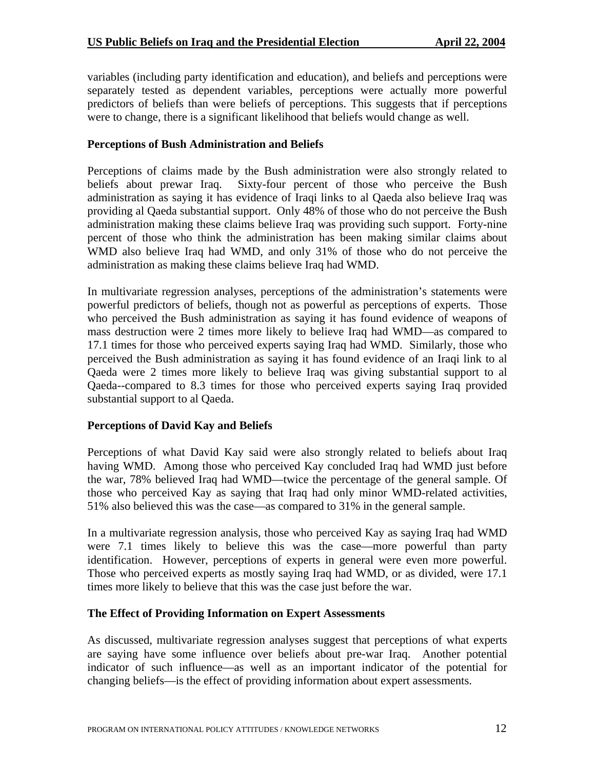variables (including party identification and education), and beliefs and perceptions were separately tested as dependent variables, perceptions were actually more powerful predictors of beliefs than were beliefs of perceptions. This suggests that if perceptions were to change, there is a significant likelihood that beliefs would change as well.

### Perceptions of Bush Administration and Beliefs

Perceptions of claims made by the Bush administration were also strongly related to beliefs about prewar Iraq. Sixty-four percent of those who perceive the Bush administration as saying it has evidence of Iraqi links to al Qaeda also believe Iraq was providing al Qaeda substantial support. Only 48% of those who do not perceive the Bush administration making these claims believe Iraq was providing such support. Forty-nine percent of those who think the administration has been making similar claims about WMD also believe Iraq had WMD, and only 31% of those who do not perceive the administration as making these claims believe Iraq had WMD.

In multivariate regression analyses, perceptions of the administration's statements were powerful predictors of beliefs, though not as powerful as perceptions of experts. Those who perceived the Bush administration as saying it has found evidence of weapons of mass destruction were 2 times more likely to believe Iraq had WMD—as compared to 17.1 times for those who perceived experts saying Iraq had WMD. Similarly, those who perceived the Bush administration as saying it has found evidence of an Iraqi link to al Qaeda were 2 times more likely to believe Iraq was giving substantial support to al Qaeda--compared to 8.3 times for those who perceived experts saying Iraq provided substantial support to al Qaeda.

### Perceptions of David Kay and Beliefs

Perceptions of what David Kay said were also strongly related to beliefs about Iraq having WMD. Among those who perceived Kay concluded Iraq had WMD just before the war, 78% believed Iraq had WMD—twice the percentage of the general sample. Of those who perceived Kay as saying that Iraq had only minor WMD-related activities, 51% also believed this was the case—as compared to 31% in the general sample.

In a multivariate regression analysis, those who perceived Kay as saying Iraq had WMD were 7.1 times likely to believe this was the case—more powerful than party identification. However, perceptions of experts in general were even more powerful. Those who perceived experts as mostly saying Iraq had WMD, or as divided, were 17.1 times more likely to believe that this was the case just before the war.

### The Effect of Providing Information on Expert Assessments

As discussed, multivariate regression analyses suggest that perceptions of what experts are saying have some influence over beliefs about pre-war Iraq. Another potential indicator of such influence—as well as an important indicator of the potential for changing beliefs—is the effect of providing information about expert assessments.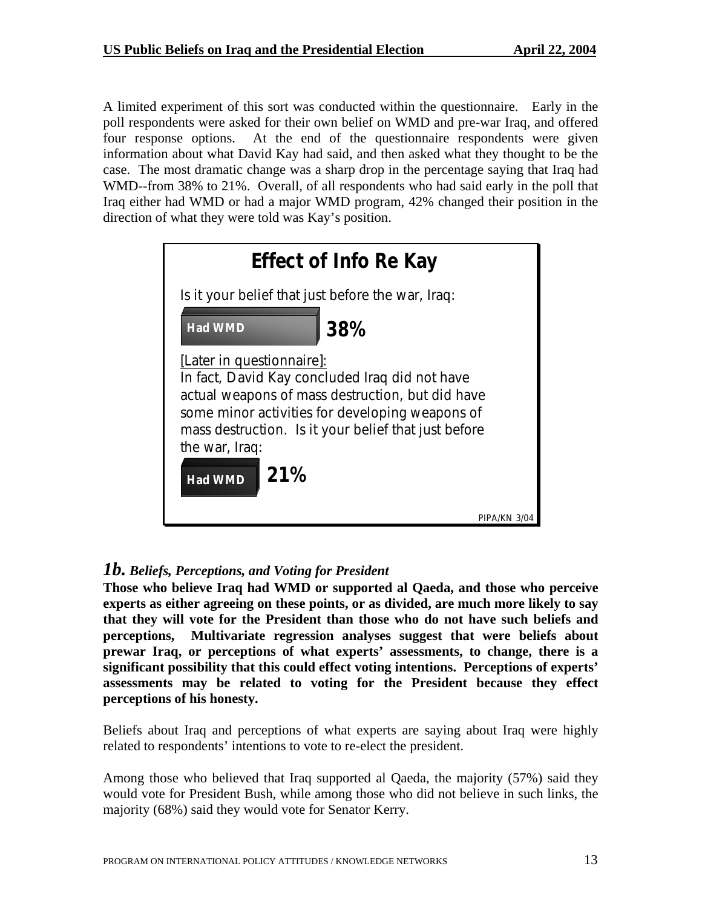A limited experiment of this sort was conducted within the questionnaire. Early in the poll respondents were asked for their own belief on WMD and pre-war Iraq, and offered four response options. At the end of the questionnaire respondents were given information about what David Kay had said, and then asked what they thought to be the case. The most dramatic change was a sharp drop in the percentage saying that Iraq had WMD--from 38% to 21%. Overall, of all respondents who had said early in the poll that Iraq either had WMD or had a major WMD program, 42% changed their position in the direction of what they were told was Kay's position.

**Effect of Info Re Kay**

Is it your belief that just before the war, Iraq:

Had WMD **38%**

[Later in questionnaire]:
In fact, David Kay concluded Iraq did not have actual weapons of mass destruction, but did have some minor activities for developing weapons of mass destruction. Is it your belief that just before the war, Iraq:

Had WMD **21%**

PIPA/KN 3/04

## *1b. Beliefs, Perceptions, and Voting for President*

**Those who believe Iraq had WMD or supported al Qaeda, and those who perceive experts as either agreeing on these points, or as divided, are much more likely to say that they will vote for the President than those who do not have such beliefs and perceptions, Multivariate regression analyses suggest that were beliefs about prewar Iraq, or perceptions of what experts' assessments, to change, there is a significant possibility that this could effect voting intentions. Perceptions of experts' assessments may be related to voting for the President because they effect perceptions of his honesty.**

Beliefs about Iraq and perceptions of what experts are saying about Iraq were highly related to respondents' intentions to vote to re-elect the president.

Among those who believed that Iraq supported al Qaeda, the majority (57%) said they would vote for President Bush, while among those who did not believe in such links, the majority (68%) said they would vote for Senator Kerry.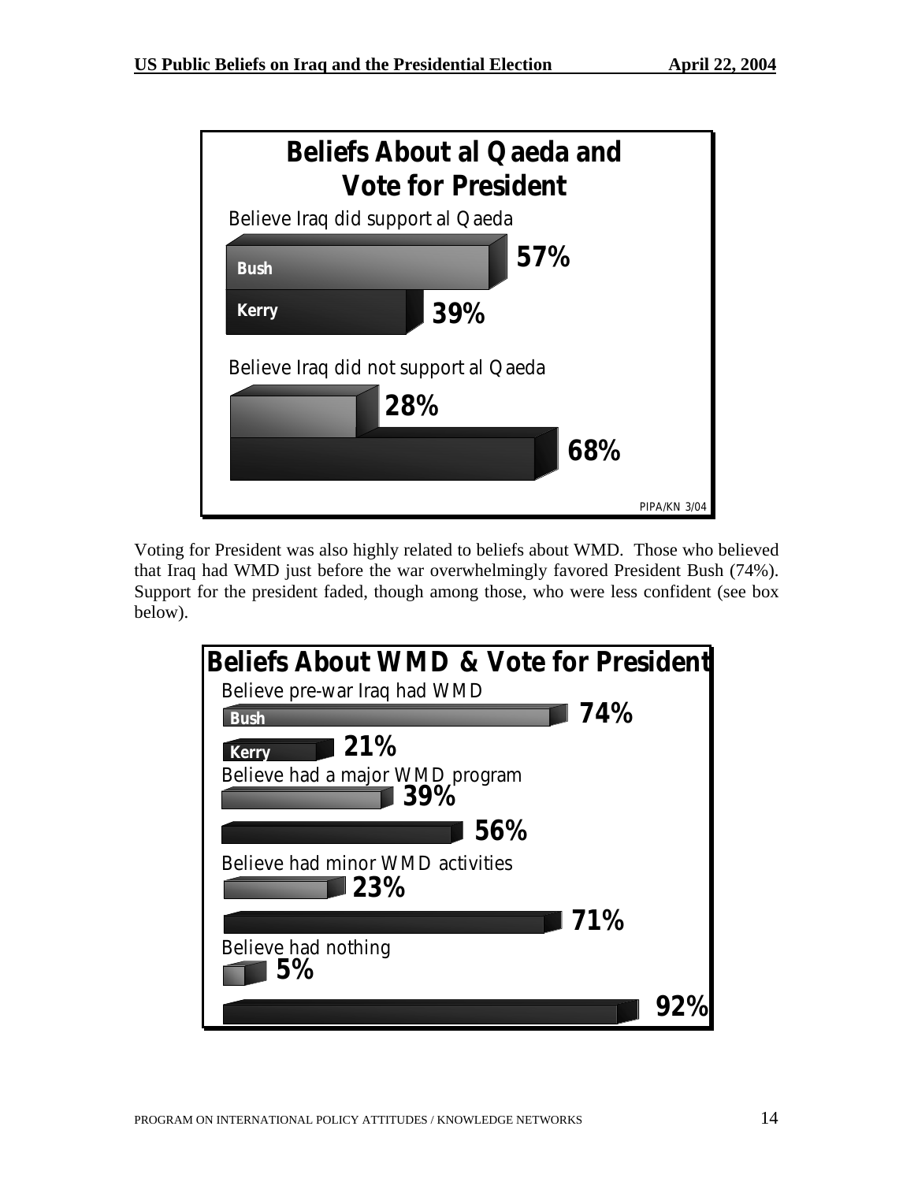**Beliefs About al Qaeda and Vote for President**

| | Bush | Kerry |
|---|---|---|
| Believe Iraq did support al Qaeda | 57% | 39% |
| Believe Iraq did not support al Qaeda | 28% | 68% |

PIPA/KN 3/04

Voting for President was also highly related to beliefs about WMD. Those who believed that Iraq had WMD just before the war overwhelmingly favored President Bush (74%). Support for the president faded, though among those, who were less confident (see box below).

**Beliefs About WMD & Vote for President**

| | Bush | Kerry |
|---|---|---|
| Believe pre-war Iraq had WMD | 74% | 21% |
| Believe had a major WMD program | 39% | 56% |
| Believe had minor WMD activities | 23% | 71% |
| Believe had nothing | 5% | 92% |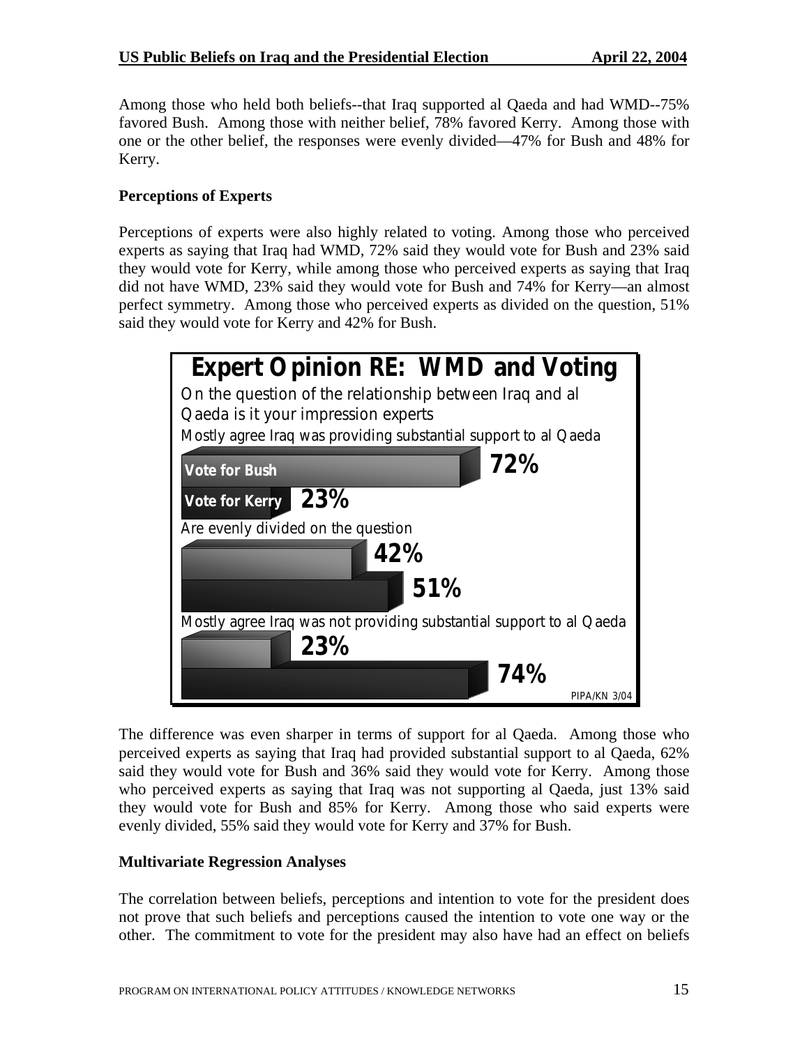Among those who held both beliefs--that Iraq supported al Qaeda and had WMD--75% favored Bush. Among those with neither belief, 78% favored Kerry. Among those with one or the other belief, the responses were evenly divided—47% for Bush and 48% for Kerry.

**Perceptions of Experts**

Perceptions of experts were also highly related to voting. Among those who perceived experts as saying that Iraq had WMD, 72% said they would vote for Bush and 23% said they would vote for Kerry, while among those who perceived experts as saying that Iraq did not have WMD, 23% said they would vote for Bush and 74% for Kerry—an almost perfect symmetry. Among those who perceived experts as divided on the question, 51% said they would vote for Kerry and 42% for Bush.

**Expert Opinion RE: WMD and Voting**

On the question of the relationship between Iraq and al Qaeda is it your impression experts

| | Vote for Bush | Vote for Kerry |
|---|---|---|
| Mostly agree Iraq was providing substantial support to al Qaeda | 72% | 23% |
| Are evenly divided on the question | 42% | 51% |
| Mostly agree Iraq was not providing substantial support to al Qaeda | 23% | 74% |

PIPA/KN 3/04

The difference was even sharper in terms of support for al Qaeda. Among those who perceived experts as saying that Iraq had provided substantial support to al Qaeda, 62% said they would vote for Bush and 36% said they would vote for Kerry. Among those who perceived experts as saying that Iraq was not supporting al Qaeda, just 13% said they would vote for Bush and 85% for Kerry. Among those who said experts were evenly divided, 55% said they would vote for Kerry and 37% for Bush.

**Multivariate Regression Analyses**

The correlation between beliefs, perceptions and intention to vote for the president does not prove that such beliefs and perceptions caused the intention to vote one way or the other. The commitment to vote for the president may also have had an effect on beliefs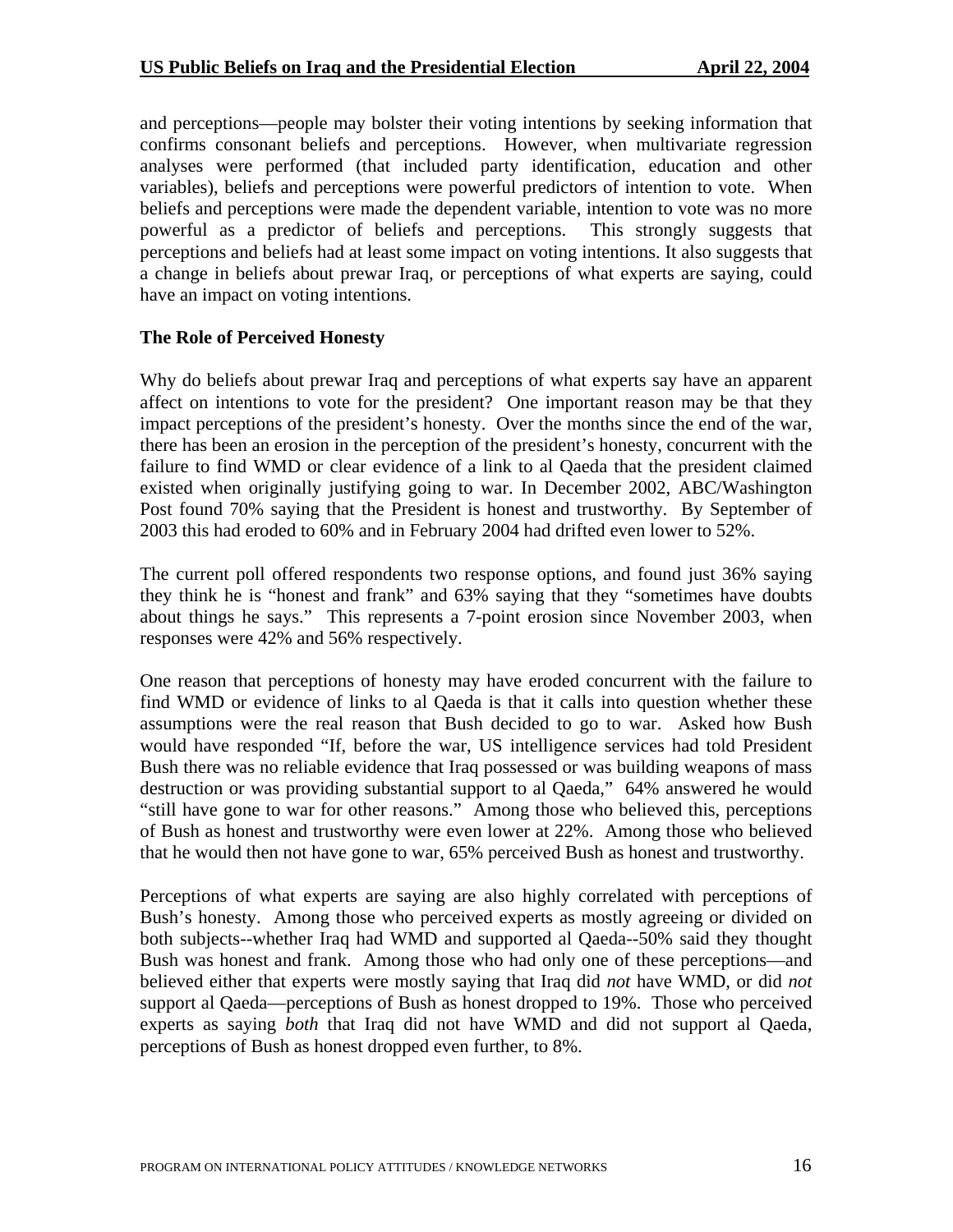and perceptions—people may bolster their voting intentions by seeking information that confirms consonant beliefs and perceptions. However, when multivariate regression analyses were performed (that included party identification, education and other variables), beliefs and perceptions were powerful predictors of intention to vote. When beliefs and perceptions were made the dependent variable, intention to vote was no more powerful as a predictor of beliefs and perceptions. This strongly suggests that perceptions and beliefs had at least some impact on voting intentions. It also suggests that a change in beliefs about prewar Iraq, or perceptions of what experts are saying, could have an impact on voting intentions.

**The Role of Perceived Honesty**

Why do beliefs about prewar Iraq and perceptions of what experts say have an apparent affect on intentions to vote for the president? One important reason may be that they impact perceptions of the president's honesty. Over the months since the end of the war, there has been an erosion in the perception of the president's honesty, concurrent with the failure to find WMD or clear evidence of a link to al Qaeda that the president claimed existed when originally justifying going to war. In December 2002, ABC/Washington Post found 70% saying that the President is honest and trustworthy. By September of 2003 this had eroded to 60% and in February 2004 had drifted even lower to 52%.

The current poll offered respondents two response options, and found just 36% saying they think he is "honest and frank" and 63% saying that they "sometimes have doubts about things he says." This represents a 7-point erosion since November 2003, when responses were 42% and 56% respectively.

One reason that perceptions of honesty may have eroded concurrent with the failure to find WMD or evidence of links to al Qaeda is that it calls into question whether these assumptions were the real reason that Bush decided to go to war. Asked how Bush would have responded "If, before the war, US intelligence services had told President Bush there was no reliable evidence that Iraq possessed or was building weapons of mass destruction or was providing substantial support to al Qaeda," 64% answered he would "still have gone to war for other reasons." Among those who believed this, perceptions of Bush as honest and trustworthy were even lower at 22%. Among those who believed that he would then not have gone to war, 65% perceived Bush as honest and trustworthy.

Perceptions of what experts are saying are also highly correlated with perceptions of Bush's honesty. Among those who perceived experts as mostly agreeing or divided on both subjects--whether Iraq had WMD and supported al Qaeda--50% said they thought Bush was honest and frank. Among those who had only one of these perceptions—and believed either that experts were mostly saying that Iraq did *not* have WMD, or did *not* support al Qaeda—perceptions of Bush as honest dropped to 19%. Those who perceived experts as saying *both* that Iraq did not have WMD and did not support al Qaeda, perceptions of Bush as honest dropped even further, to 8%.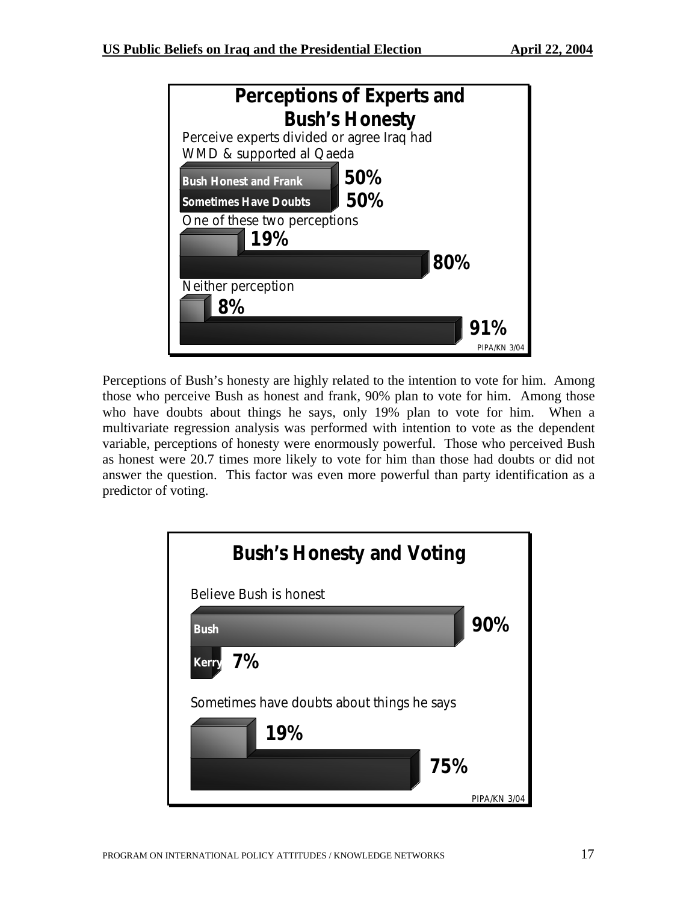**Perceptions of Experts and Bush's Honesty**

Perceive experts divided or agree Iraq had WMD & supported al Qaeda

| | Bush Honest and Frank | Sometimes Have Doubts |
|---|---|---|
| Perceive experts divided or agree Iraq had WMD & supported al Qaeda | 50% | 50% |
| One of these two perceptions | 19% | 80% |
| Neither perception | 8% | 91% |

PIPA/KN 3/04

Perceptions of Bush's honesty are highly related to the intention to vote for him. Among those who perceive Bush as honest and frank, 90% plan to vote for him. Among those who have doubts about things he says, only 19% plan to vote for him. When a multivariate regression analysis was performed with intention to vote as the dependent variable, perceptions of honesty were enormously powerful. Those who perceived Bush as honest were 20.7 times more likely to vote for him than those had doubts or did not answer the question. This factor was even more powerful than party identification as a predictor of voting.

**Bush's Honesty and Voting**

| | Bush | Kerry |
|---|---|---|
| Believe Bush is honest | 90% | 7% |
| Sometimes have doubts about things he says | 19% | 75% |

PIPA/KN 3/04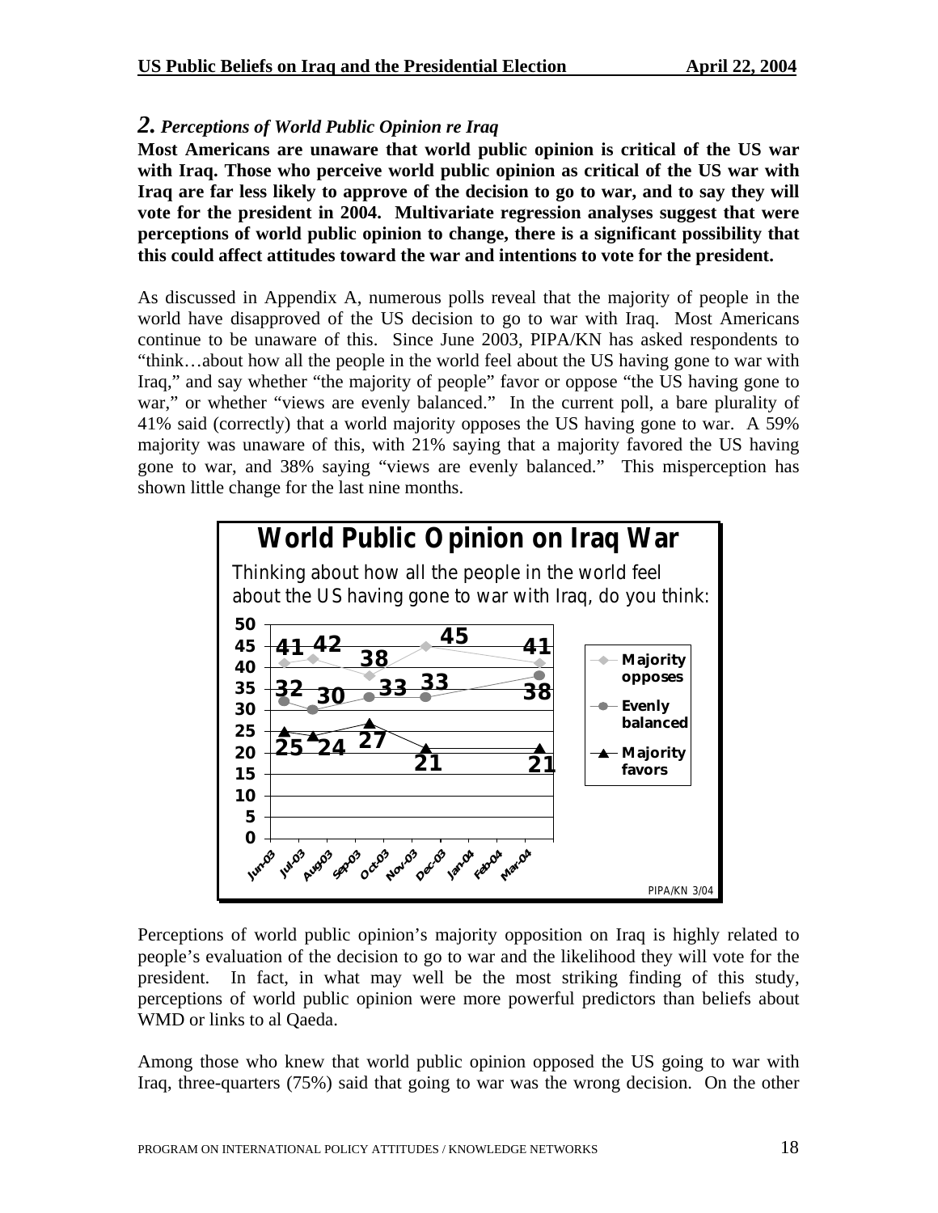## *2. Perceptions of World Public Opinion re Iraq*

**Most Americans are unaware that world public opinion is critical of the US war with Iraq. Those who perceive world public opinion as critical of the US war with Iraq are far less likely to approve of the decision to go to war, and to say they will vote for the president in 2004. Multivariate regression analyses suggest that were perceptions of world public opinion to change, there is a significant possibility that this could affect attitudes toward the war and intentions to vote for the president.**

As discussed in Appendix A, numerous polls reveal that the majority of people in the world have disapproved of the US decision to go to war with Iraq. Most Americans continue to be unaware of this. Since June 2003, PIPA/KN has asked respondents to "think…about how all the people in the world feel about the US having gone to war with Iraq," and say whether "the majority of people" favor or oppose "the US having gone to war," or whether "views are evenly balanced." In the current poll, a bare plurality of 41% said (correctly) that a world majority opposes the US having gone to war. A 59% majority was unaware of this, with 21% saying that a majority favored the US having gone to war, and 38% saying "views are evenly balanced." This misperception has shown little change for the last nine months.

**World Public Opinion on Iraq War**

*Thinking about how all the people in the world feel about the US having gone to war with Iraq, do you think:*

| | Jun-03 | Jul-03 | Sep-03 | Nov-03 | Mar-04 |
|---|---|---|---|---|---|
| Majority opposes | 41 | 42 | 38 | 45 | 41 |
| Evenly balanced | 32 | 30 | 33 | 33 | 38 |
| Majority favors | 25 | 24 | 27 | 21 | 21 |

PIPA/KN 3/04

Perceptions of world public opinion's majority opposition on Iraq is highly related to people's evaluation of the decision to go to war and the likelihood they will vote for the president. In fact, in what may well be the most striking finding of this study, perceptions of world public opinion were more powerful predictors than beliefs about WMD or links to al Qaeda.

Among those who knew that world public opinion opposed the US going to war with Iraq, three-quarters (75%) said that going to war was the wrong decision. On the other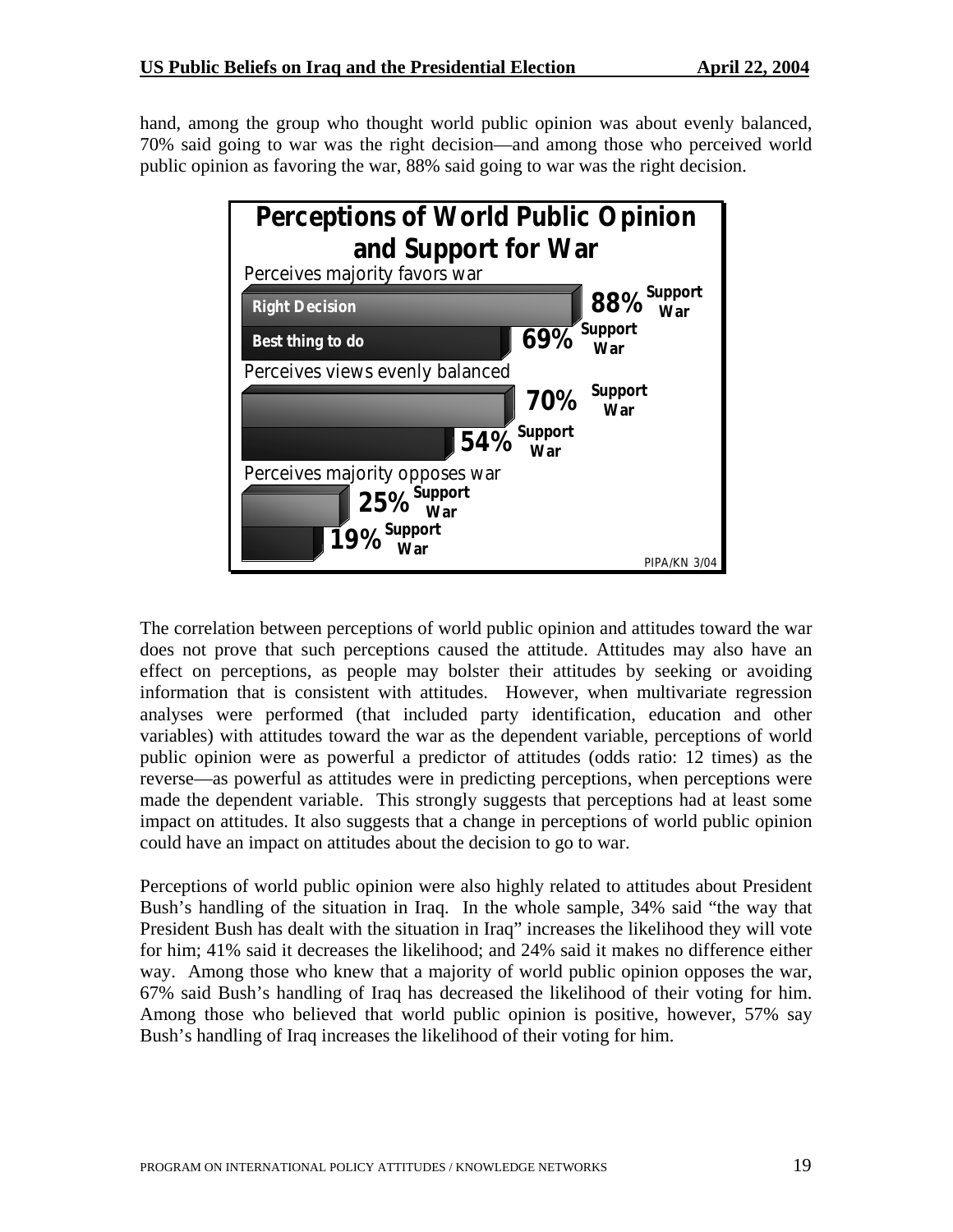hand, among the group who thought world public opinion was about evenly balanced, 70% said going to war was the right decision—and among those who perceived world public opinion as favoring the war, 88% said going to war was the right decision.

**Perceptions of World Public Opinion and Support for War**

| | Right Decision | Best thing to do |
|---|---|---|
| Perceives majority favors war | 88% Support War | 69% Support War |
| Perceives views evenly balanced | 70% Support War | 54% Support War |
| Perceives majority opposes war | 25% Support War | 19% Support War |

PIPA/KN 3/04

The correlation between perceptions of world public opinion and attitudes toward the war does not prove that such perceptions caused the attitude. Attitudes may also have an effect on perceptions, as people may bolster their attitudes by seeking or avoiding information that is consistent with attitudes. However, when multivariate regression analyses were performed (that included party identification, education and other variables) with attitudes toward the war as the dependent variable, perceptions of world public opinion were as powerful a predictor of attitudes (odds ratio: 12 times) as the reverse—as powerful as attitudes were in predicting perceptions, when perceptions were made the dependent variable. This strongly suggests that perceptions had at least some impact on attitudes. It also suggests that a change in perceptions of world public opinion could have an impact on attitudes about the decision to go to war.

Perceptions of world public opinion were also highly related to attitudes about President Bush's handling of the situation in Iraq. In the whole sample, 34% said "the way that President Bush has dealt with the situation in Iraq" increases the likelihood they will vote for him; 41% said it decreases the likelihood; and 24% said it makes no difference either way. Among those who knew that a majority of world public opinion opposes the war, 67% said Bush's handling of Iraq has decreased the likelihood of their voting for him. Among those who believed that world public opinion is positive, however, 57% say Bush's handling of Iraq increases the likelihood of their voting for him.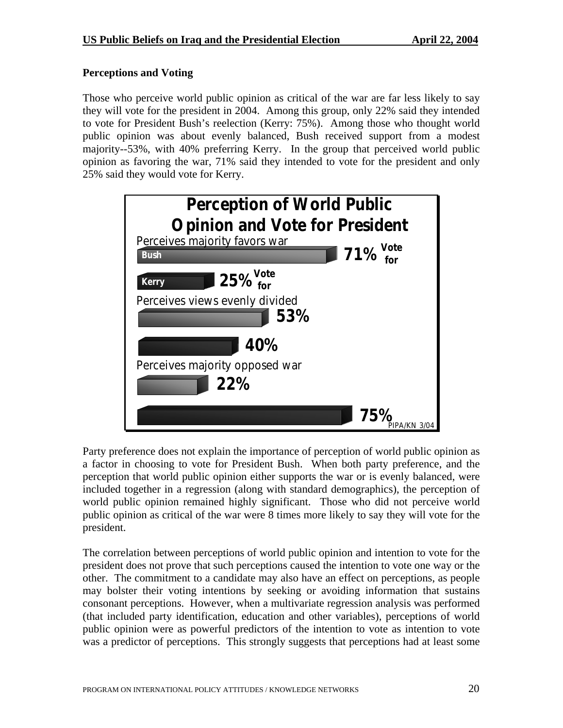### Perceptions and Voting

Those who perceive world public opinion as critical of the war are far less likely to say they will vote for the president in 2004. Among this group, only 22% said they intended to vote for President Bush's reelection (Kerry: 75%). Among those who thought world public opinion was about evenly balanced, Bush received support from a modest majority--53%, with 40% preferring Kerry. In the group that perceived world public opinion as favoring the war, 71% said they intended to vote for the president and only 25% said they would vote for Kerry.

**Perception of World Public Opinion and Vote for President**

| | Bush (Vote for) | Kerry (Vote for) |
|---|---|---|
| Perceives majority favors war | 71% | 25% |
| Perceives views evenly divided | 53% | 40% |
| Perceives majority opposed war | 22% | 75% |

PIPA/KN 3/04

Party preference does not explain the importance of perception of world public opinion as a factor in choosing to vote for President Bush. When both party preference, and the perception that world public opinion either supports the war or is evenly balanced, were included together in a regression (along with standard demographics), the perception of world public opinion remained highly significant. Those who did not perceive world public opinion as critical of the war were 8 times more likely to say they will vote for the president.

The correlation between perceptions of world public opinion and intention to vote for the president does not prove that such perceptions caused the intention to vote one way or the other. The commitment to a candidate may also have an effect on perceptions, as people may bolster their voting intentions by seeking or avoiding information that sustains consonant perceptions. However, when a multivariate regression analysis was performed (that included party identification, education and other variables), perceptions of world public opinion were as powerful predictors of the intention to vote as intention to vote was a predictor of perceptions. This strongly suggests that perceptions had at least some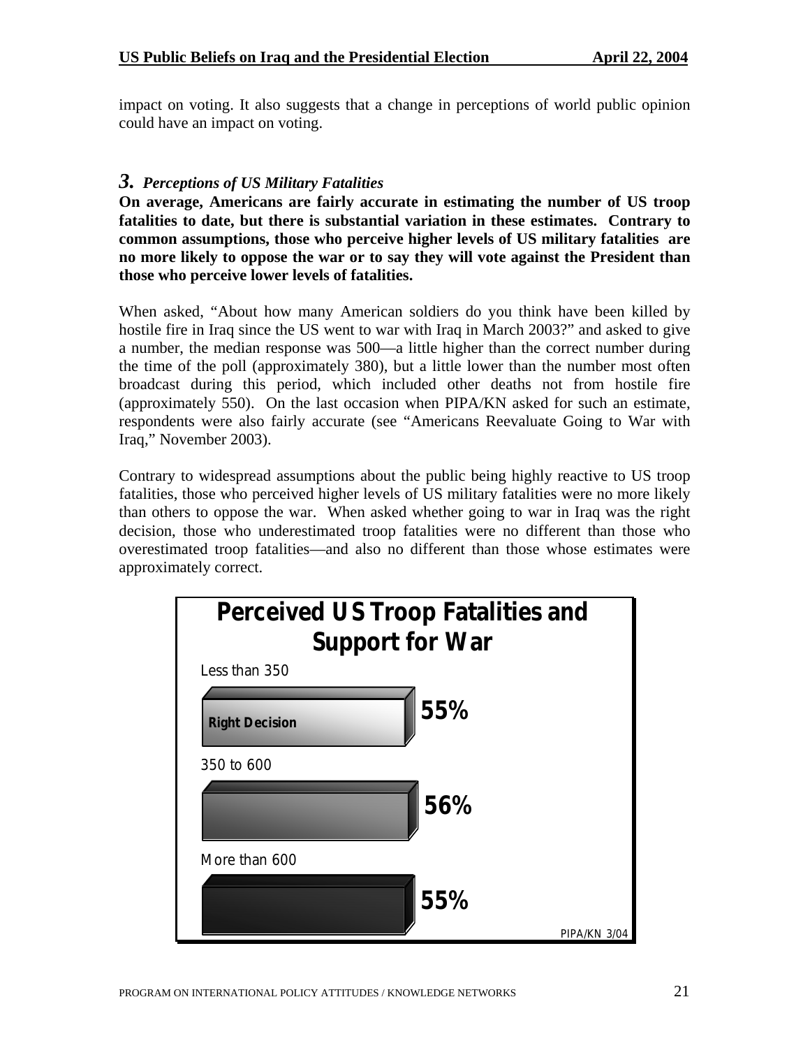impact on voting. It also suggests that a change in perceptions of world public opinion could have an impact on voting.

## *3. Perceptions of US Military Fatalities*

**On average, Americans are fairly accurate in estimating the number of US troop fatalities to date, but there is substantial variation in these estimates. Contrary to common assumptions, those who perceive higher levels of US military fatalities are no more likely to oppose the war or to say they will vote against the President than those who perceive lower levels of fatalities.**

When asked, "About how many American soldiers do you think have been killed by hostile fire in Iraq since the US went to war with Iraq in March 2003?" and asked to give a number, the median response was 500—a little higher than the correct number during the time of the poll (approximately 380), but a little lower than the number most often broadcast during this period, which included other deaths not from hostile fire (approximately 550). On the last occasion when PIPA/KN asked for such an estimate, respondents were also fairly accurate (see "Americans Reevaluate Going to War with Iraq," November 2003).

Contrary to widespread assumptions about the public being highly reactive to US troop fatalities, those who perceived higher levels of US military fatalities were no more likely than others to oppose the war. When asked whether going to war in Iraq was the right decision, those who underestimated troop fatalities were no different than those who overestimated troop fatalities—and also no different than those whose estimates were approximately correct.

**Perceived US Troop Fatalities and Support for War**

| Perceived fatalities | Right Decision |
|---|---|
| Less than 350 | 55% |
| 350 to 600 | 56% |
| More than 600 | 55% |

PIPA/KN 3/04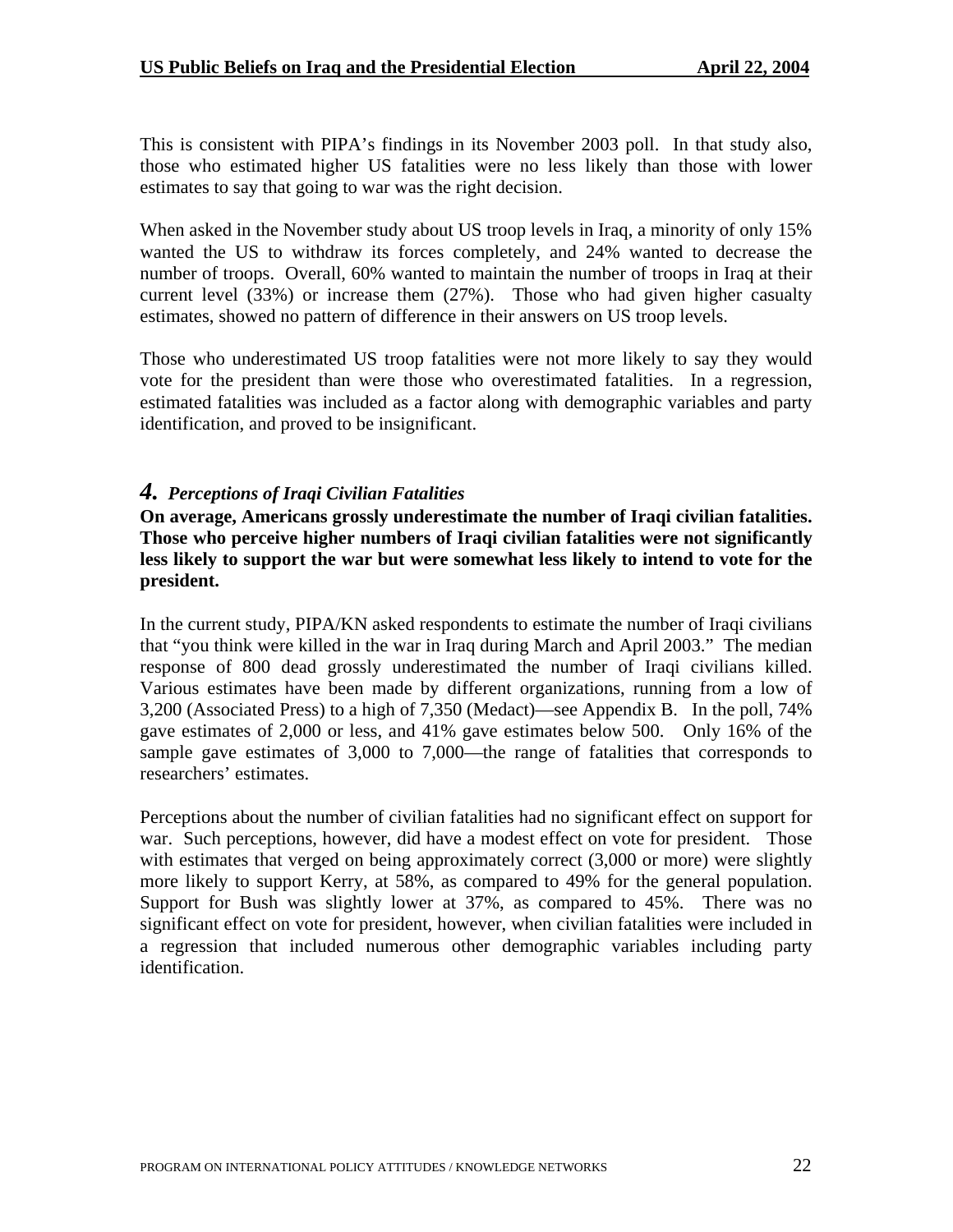This is consistent with PIPA's findings in its November 2003 poll. In that study also, those who estimated higher US fatalities were no less likely than those with lower estimates to say that going to war was the right decision.

When asked in the November study about US troop levels in Iraq, a minority of only 15% wanted the US to withdraw its forces completely, and 24% wanted to decrease the number of troops. Overall, 60% wanted to maintain the number of troops in Iraq at their current level (33%) or increase them (27%). Those who had given higher casualty estimates, showed no pattern of difference in their answers on US troop levels.

Those who underestimated US troop fatalities were not more likely to say they would vote for the president than were those who overestimated fatalities. In a regression, estimated fatalities was included as a factor along with demographic variables and party identification, and proved to be insignificant.

## *4. Perceptions of Iraqi Civilian Fatalities*

**On average, Americans grossly underestimate the number of Iraqi civilian fatalities. Those who perceive higher numbers of Iraqi civilian fatalities were not significantly less likely to support the war but were somewhat less likely to intend to vote for the president.**

In the current study, PIPA/KN asked respondents to estimate the number of Iraqi civilians that "you think were killed in the war in Iraq during March and April 2003." The median response of 800 dead grossly underestimated the number of Iraqi civilians killed. Various estimates have been made by different organizations, running from a low of 3,200 (Associated Press) to a high of 7,350 (Medact)—see Appendix B. In the poll, 74% gave estimates of 2,000 or less, and 41% gave estimates below 500. Only 16% of the sample gave estimates of 3,000 to 7,000—the range of fatalities that corresponds to researchers' estimates.

Perceptions about the number of civilian fatalities had no significant effect on support for war. Such perceptions, however, did have a modest effect on vote for president. Those with estimates that verged on being approximately correct (3,000 or more) were slightly more likely to support Kerry, at 58%, as compared to 49% for the general population. Support for Bush was slightly lower at 37%, as compared to 45%. There was no significant effect on vote for president, however, when civilian fatalities were included in a regression that included numerous other demographic variables including party identification.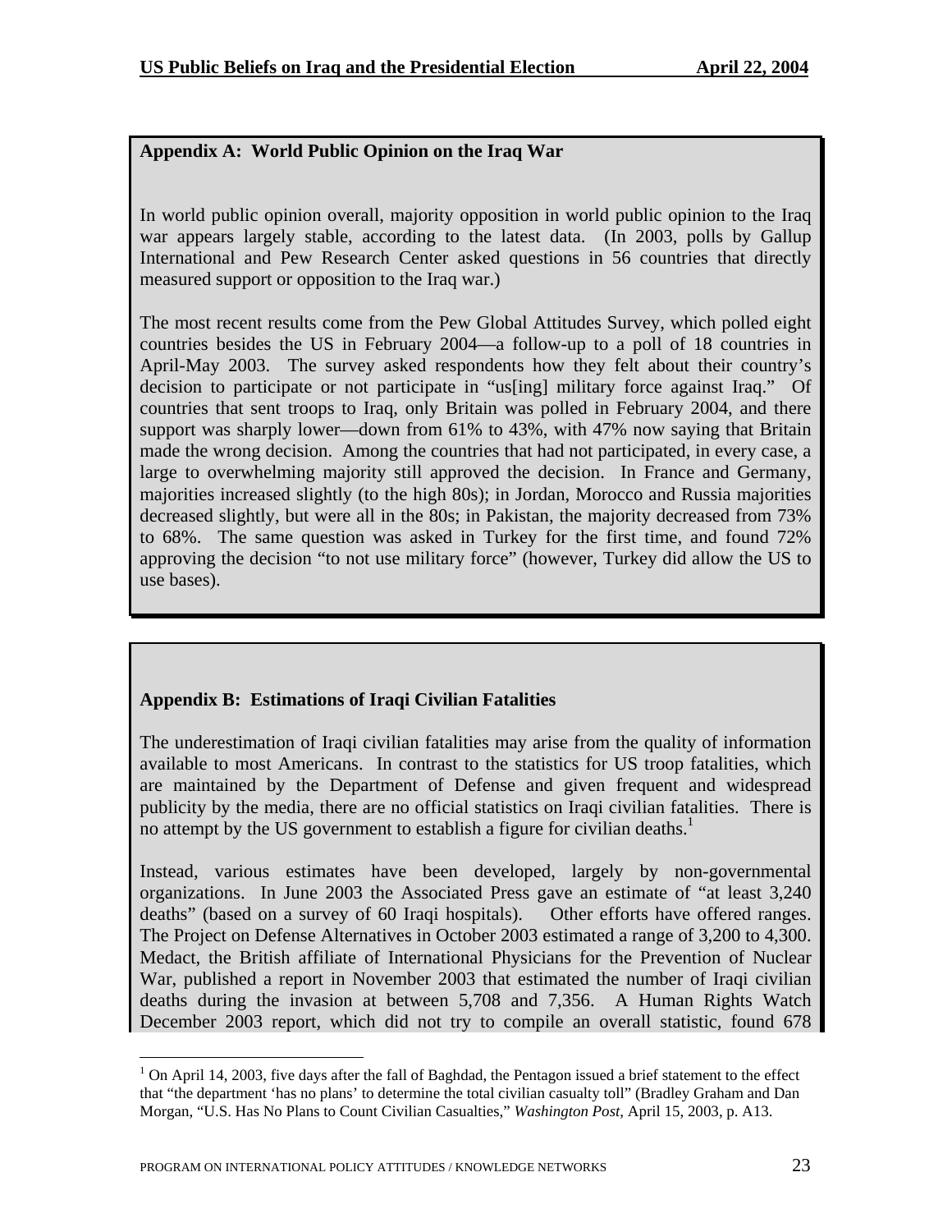## Appendix A: World Public Opinion on the Iraq War

In world public opinion overall, majority opposition in world public opinion to the Iraq war appears largely stable, according to the latest data. (In 2003, polls by Gallup International and Pew Research Center asked questions in 56 countries that directly measured support or opposition to the Iraq war.)

The most recent results come from the Pew Global Attitudes Survey, which polled eight countries besides the US in February 2004—a follow-up to a poll of 18 countries in April-May 2003. The survey asked respondents how they felt about their country's decision to participate or not participate in "us[ing] military force against Iraq." Of countries that sent troops to Iraq, only Britain was polled in February 2004, and there support was sharply lower—down from 61% to 43%, with 47% now saying that Britain made the wrong decision. Among the countries that had not participated, in every case, a large to overwhelming majority still approved the decision. In France and Germany, majorities increased slightly (to the high 80s); in Jordan, Morocco and Russia majorities decreased slightly, but were all in the 80s; in Pakistan, the majority decreased from 73% to 68%. The same question was asked in Turkey for the first time, and found 72% approving the decision "to not use military force" (however, Turkey did allow the US to use bases).

## Appendix B: Estimations of Iraqi Civilian Fatalities

The underestimation of Iraqi civilian fatalities may arise from the quality of information available to most Americans. In contrast to the statistics for US troop fatalities, which are maintained by the Department of Defense and given frequent and widespread publicity by the media, there are no official statistics on Iraqi civilian fatalities. There is no attempt by the US government to establish a figure for civilian deaths.[1]

Instead, various estimates have been developed, largely by non-governmental organizations. In June 2003 the Associated Press gave an estimate of "at least 3,240 deaths" (based on a survey of 60 Iraqi hospitals). Other efforts have offered ranges. The Project on Defense Alternatives in October 2003 estimated a range of 3,200 to 4,300. Medact, the British affiliate of International Physicians for the Prevention of Nuclear War, published a report in November 2003 that estimated the number of Iraqi civilian deaths during the invasion at between 5,708 and 7,356. A Human Rights Watch December 2003 report, which did not try to compile an overall statistic, found 678

[1] On April 14, 2003, five days after the fall of Baghdad, the Pentagon issued a brief statement to the effect that "the department 'has no plans' to determine the total civilian casualty toll" (Bradley Graham and Dan Morgan, "U.S. Has No Plans to Count Civilian Casualties," *Washington Post*, April 15, 2003, p. A13.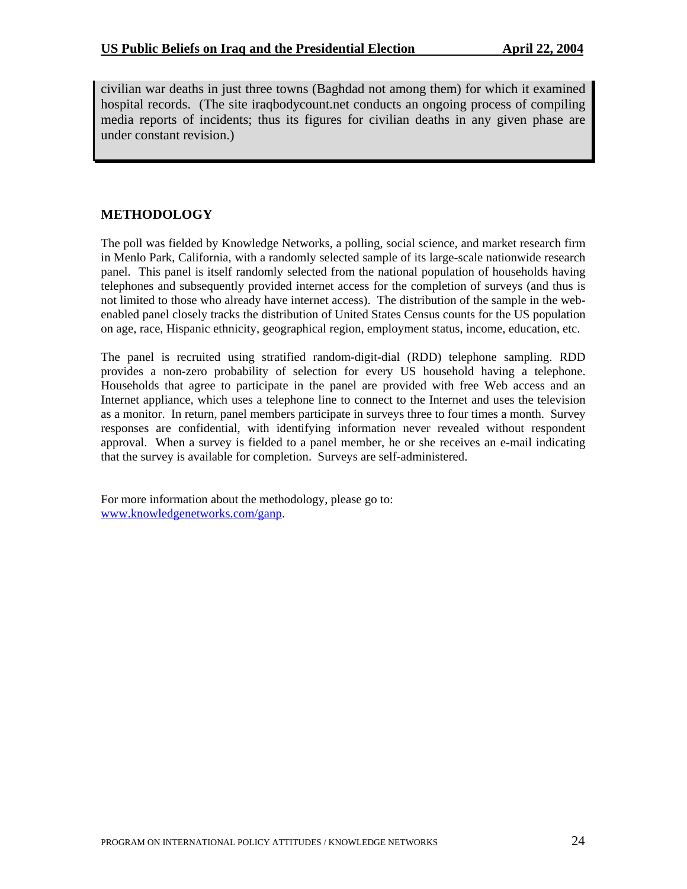civilian war deaths in just three towns (Baghdad not among them) for which it examined hospital records. (The site iraqbodycount.net conducts an ongoing process of compiling media reports of incidents; thus its figures for civilian deaths in any given phase are under constant revision.)

## METHODOLOGY

The poll was fielded by Knowledge Networks, a polling, social science, and market research firm in Menlo Park, California, with a randomly selected sample of its large-scale nationwide research panel. This panel is itself randomly selected from the national population of households having telephones and subsequently provided internet access for the completion of surveys (and thus is not limited to those who already have internet access). The distribution of the sample in the web-enabled panel closely tracks the distribution of United States Census counts for the US population on age, race, Hispanic ethnicity, geographical region, employment status, income, education, etc.

The panel is recruited using stratified random-digit-dial (RDD) telephone sampling. RDD provides a non-zero probability of selection for every US household having a telephone. Households that agree to participate in the panel are provided with free Web access and an Internet appliance, which uses a telephone line to connect to the Internet and uses the television as a monitor. In return, panel members participate in surveys three to four times a month. Survey responses are confidential, with identifying information never revealed without respondent approval. When a survey is fielded to a panel member, he or she receives an e-mail indicating that the survey is available for completion. Surveys are self-administered.

For more information about the methodology, please go to:
www.knowledgenetworks.com/ganp.